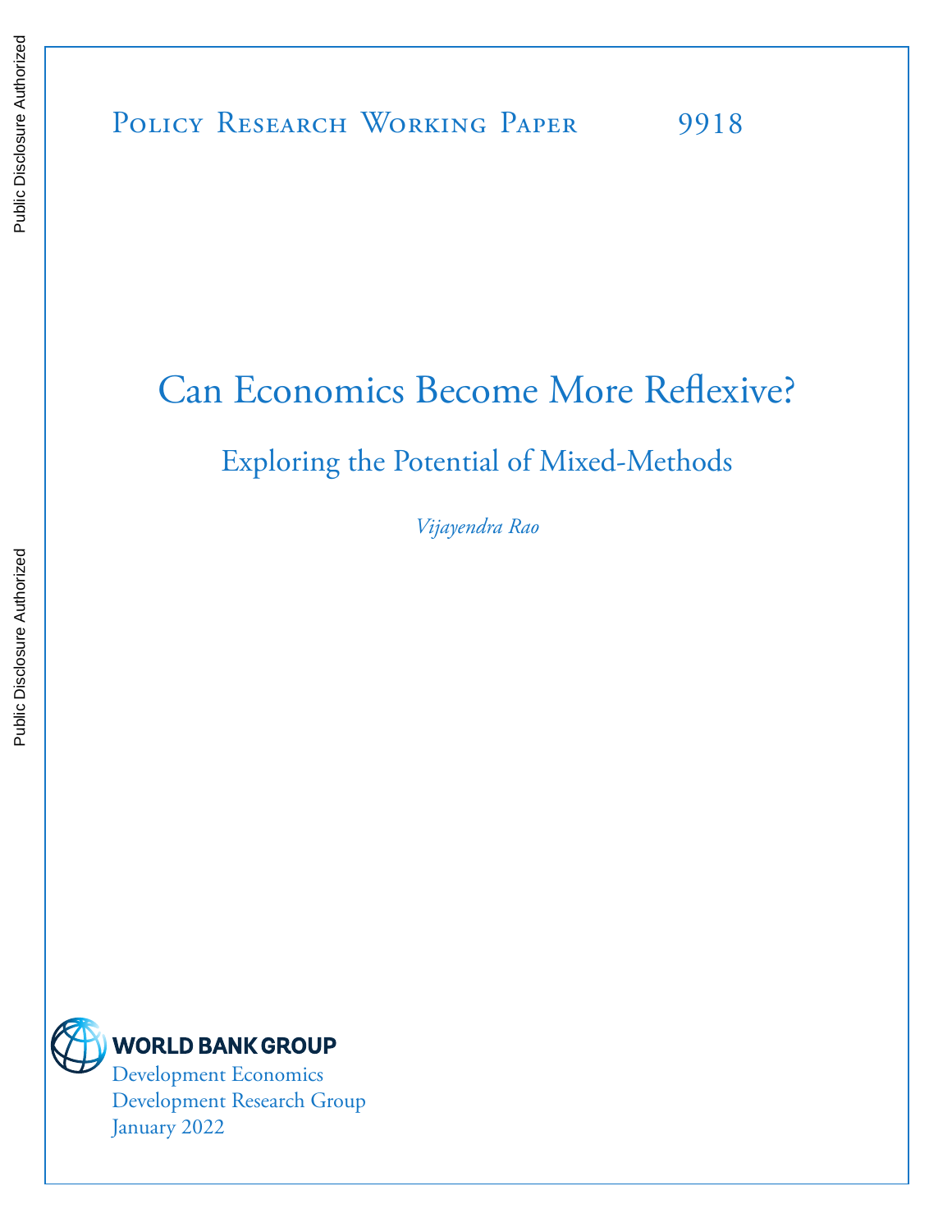Public Disclosure Authorized

Public Disclosure Authorized

Policy Research Working Paper 9918

# Can Economics Become More Reflexive?

## Exploring the Potential of Mixed-Methods

*Vijayendra Rao*

WORLD BANK GROUP

Development Economics
Development Research Group
January 2022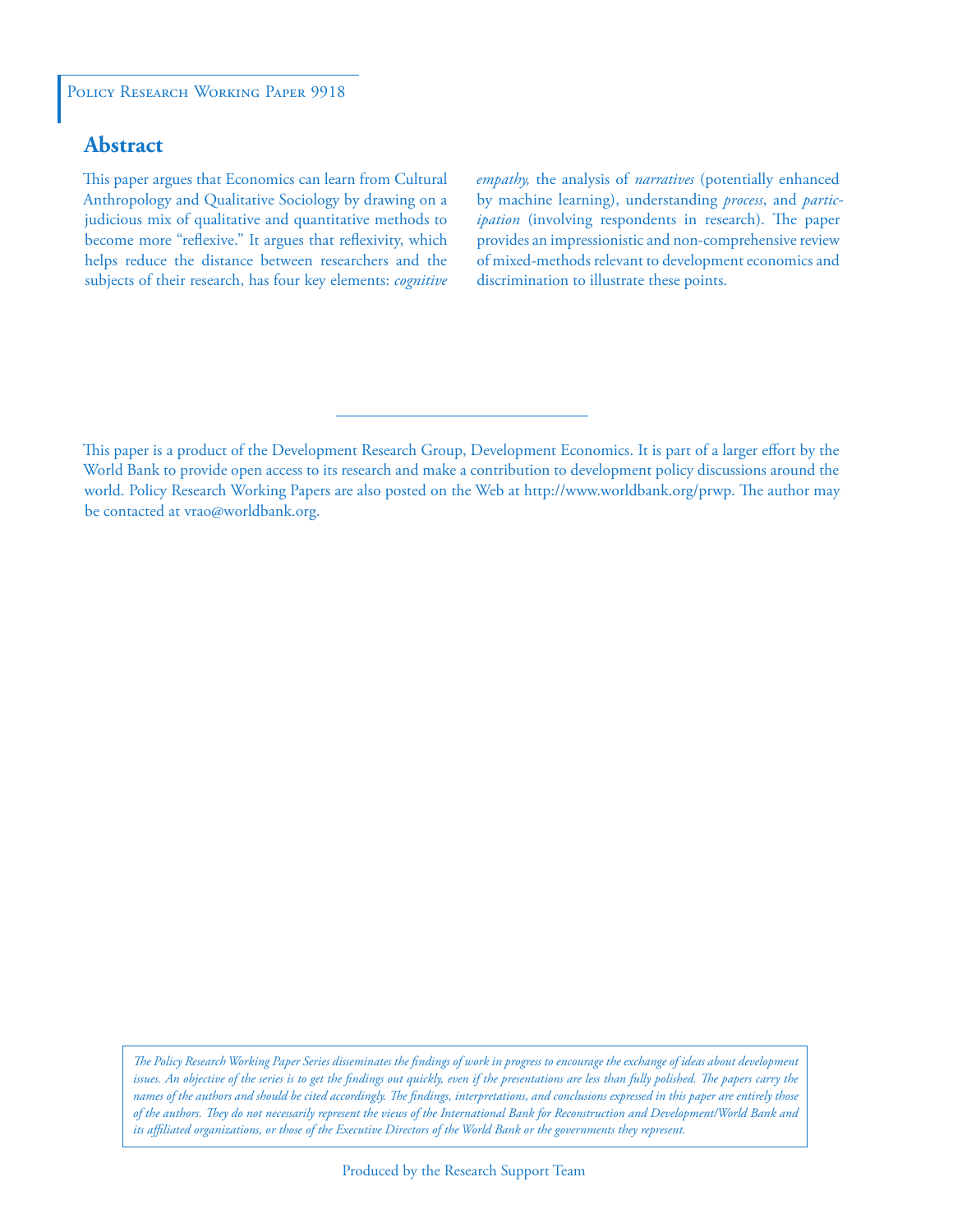Policy Research Working Paper 9918

## Abstract

This paper argues that Economics can learn from Cultural Anthropology and Qualitative Sociology by drawing on a judicious mix of qualitative and quantitative methods to become more "reflexive." It argues that reflexivity, which helps reduce the distance between researchers and the subjects of their research, has four key elements: *cognitive empathy*, the analysis of *narratives* (potentially enhanced by machine learning), understanding *process*, and *participation* (involving respondents in research). The paper provides an impressionistic and non-comprehensive review of mixed-methods relevant to development economics and discrimination to illustrate these points.

This paper is a product of the Development Research Group, Development Economics. It is part of a larger effort by the World Bank to provide open access to its research and make a contribution to development policy discussions around the world. Policy Research Working Papers are also posted on the Web at http://www.worldbank.org/prwp. The author may be contacted at vrao@worldbank.org.

*The Policy Research Working Paper Series disseminates the findings of work in progress to encourage the exchange of ideas about development issues. An objective of the series is to get the findings out quickly, even if the presentations are less than fully polished. The papers carry the names of the authors and should be cited accordingly. The findings, interpretations, and conclusions expressed in this paper are entirely those of the authors. They do not necessarily represent the views of the International Bank for Reconstruction and Development/World Bank and its affiliated organizations, or those of the Executive Directors of the World Bank or the governments they represent.*

Produced by the Research Support Team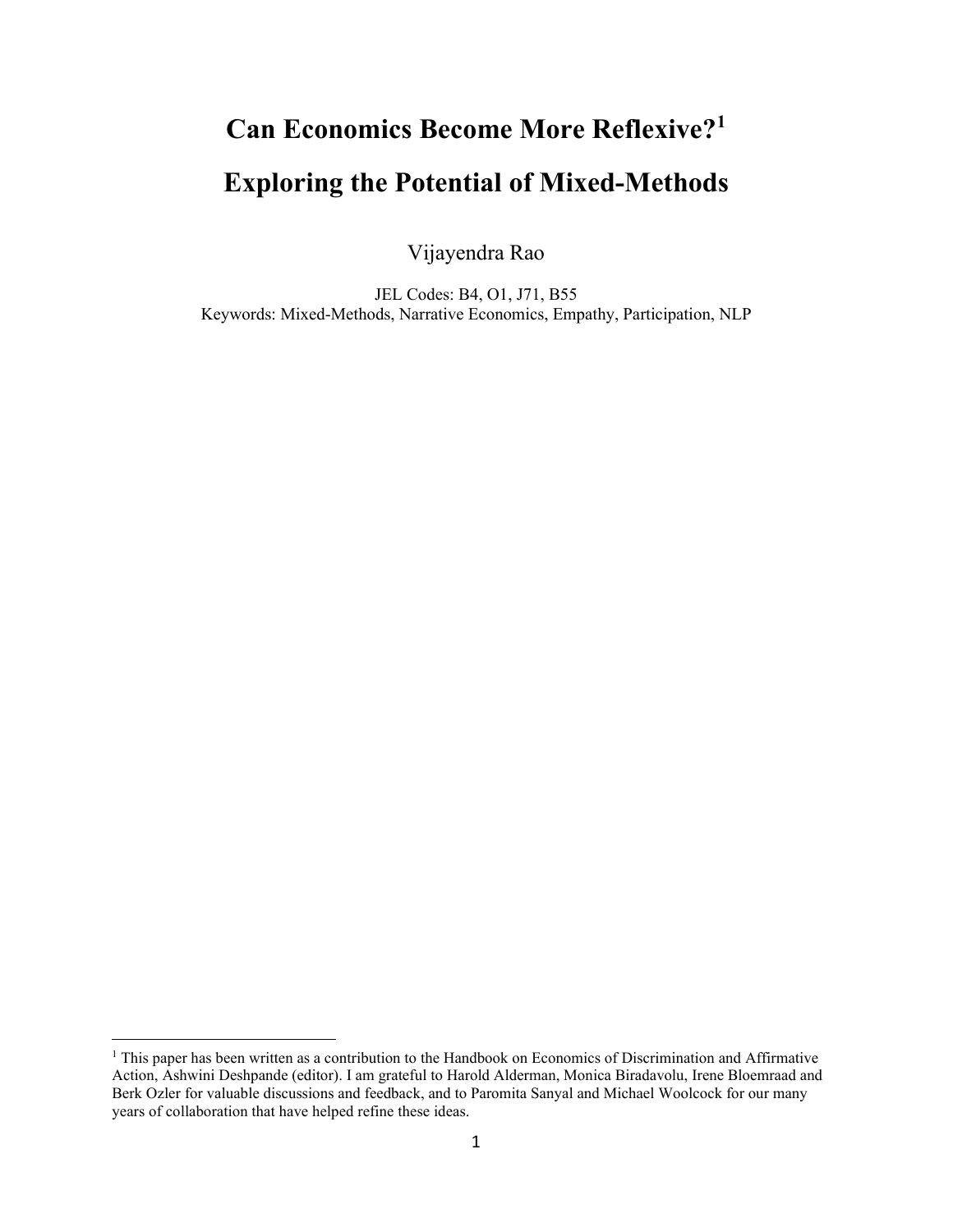# Can Economics Become More Reflexive?[1]

# Exploring the Potential of Mixed-Methods

Vijayendra Rao

JEL Codes: B4, O1, J71, B55
Keywords: Mixed-Methods, Narrative Economics, Empathy, Participation, NLP

[1] This paper has been written as a contribution to the Handbook on Economics of Discrimination and Affirmative Action, Ashwini Deshpande (editor). I am grateful to Harold Alderman, Monica Biradavolu, Irene Bloemraad and Berk Ozler for valuable discussions and feedback, and to Paromita Sanyal and Michael Woolcock for our many years of collaboration that have helped refine these ideas.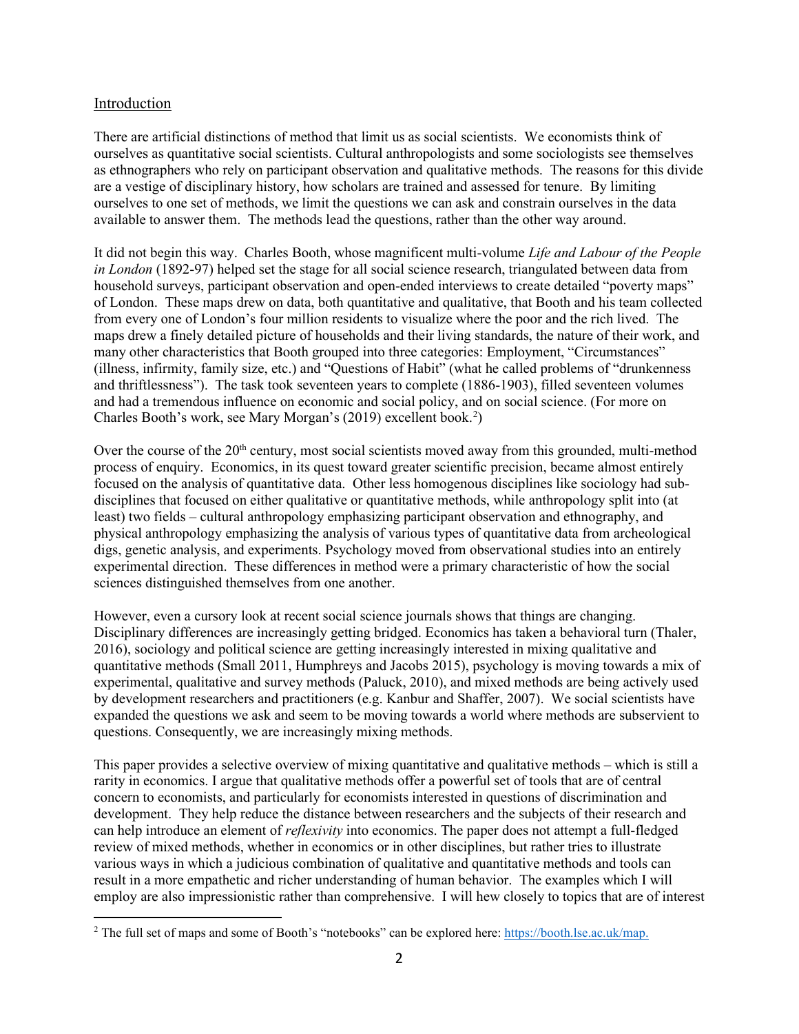## Introduction

There are artificial distinctions of method that limit us as social scientists. We economists think of ourselves as quantitative social scientists. Cultural anthropologists and some sociologists see themselves as ethnographers who rely on participant observation and qualitative methods. The reasons for this divide are a vestige of disciplinary history, how scholars are trained and assessed for tenure. By limiting ourselves to one set of methods, we limit the questions we can ask and constrain ourselves in the data available to answer them. The methods lead the questions, rather than the other way around.

It did not begin this way. Charles Booth, whose magnificent multi-volume *Life and Labour of the People in London* (1892-97) helped set the stage for all social science research, triangulated between data from household surveys, participant observation and open-ended interviews to create detailed "poverty maps" of London. These maps drew on data, both quantitative and qualitative, that Booth and his team collected from every one of London's four million residents to visualize where the poor and the rich lived. The maps drew a finely detailed picture of households and their living standards, the nature of their work, and many other characteristics that Booth grouped into three categories: Employment, "Circumstances" (illness, infirmity, family size, etc.) and "Questions of Habit" (what he called problems of "drunkenness and thriftlessness"). The task took seventeen years to complete (1886-1903), filled seventeen volumes and had a tremendous influence on economic and social policy, and on social science. (For more on Charles Booth's work, see Mary Morgan's (2019) excellent book.[2])

Over the course of the 20th century, most social scientists moved away from this grounded, multi-method process of enquiry. Economics, in its quest toward greater scientific precision, became almost entirely focused on the analysis of quantitative data. Other less homogenous disciplines like sociology had sub-disciplines that focused on either qualitative or quantitative methods, while anthropology split into (at least) two fields – cultural anthropology emphasizing participant observation and ethnography, and physical anthropology emphasizing the analysis of various types of quantitative data from archeological digs, genetic analysis, and experiments. Psychology moved from observational studies into an entirely experimental direction. These differences in method were a primary characteristic of how the social sciences distinguished themselves from one another.

However, even a cursory look at recent social science journals shows that things are changing. Disciplinary differences are increasingly getting bridged. Economics has taken a behavioral turn (Thaler, 2016), sociology and political science are getting increasingly interested in mixing qualitative and quantitative methods (Small 2011, Humphreys and Jacobs 2015), psychology is moving towards a mix of experimental, qualitative and survey methods (Paluck, 2010), and mixed methods are being actively used by development researchers and practitioners (e.g. Kanbur and Shaffer, 2007). We social scientists have expanded the questions we ask and seem to be moving towards a world where methods are subservient to questions. Consequently, we are increasingly mixing methods.

This paper provides a selective overview of mixing quantitative and qualitative methods – which is still a rarity in economics. I argue that qualitative methods offer a powerful set of tools that are of central concern to economists, and particularly for economists interested in questions of discrimination and development. They help reduce the distance between researchers and the subjects of their research and can help introduce an element of *reflexivity* into economics. The paper does not attempt a full-fledged review of mixed methods, whether in economics or in other disciplines, but rather tries to illustrate various ways in which a judicious combination of qualitative and quantitative methods and tools can result in a more empathetic and richer understanding of human behavior. The examples which I will employ are also impressionistic rather than comprehensive. I will hew closely to topics that are of interest

---

[2] The full set of maps and some of Booth's "notebooks" can be explored here: https://booth.lse.ac.uk/map.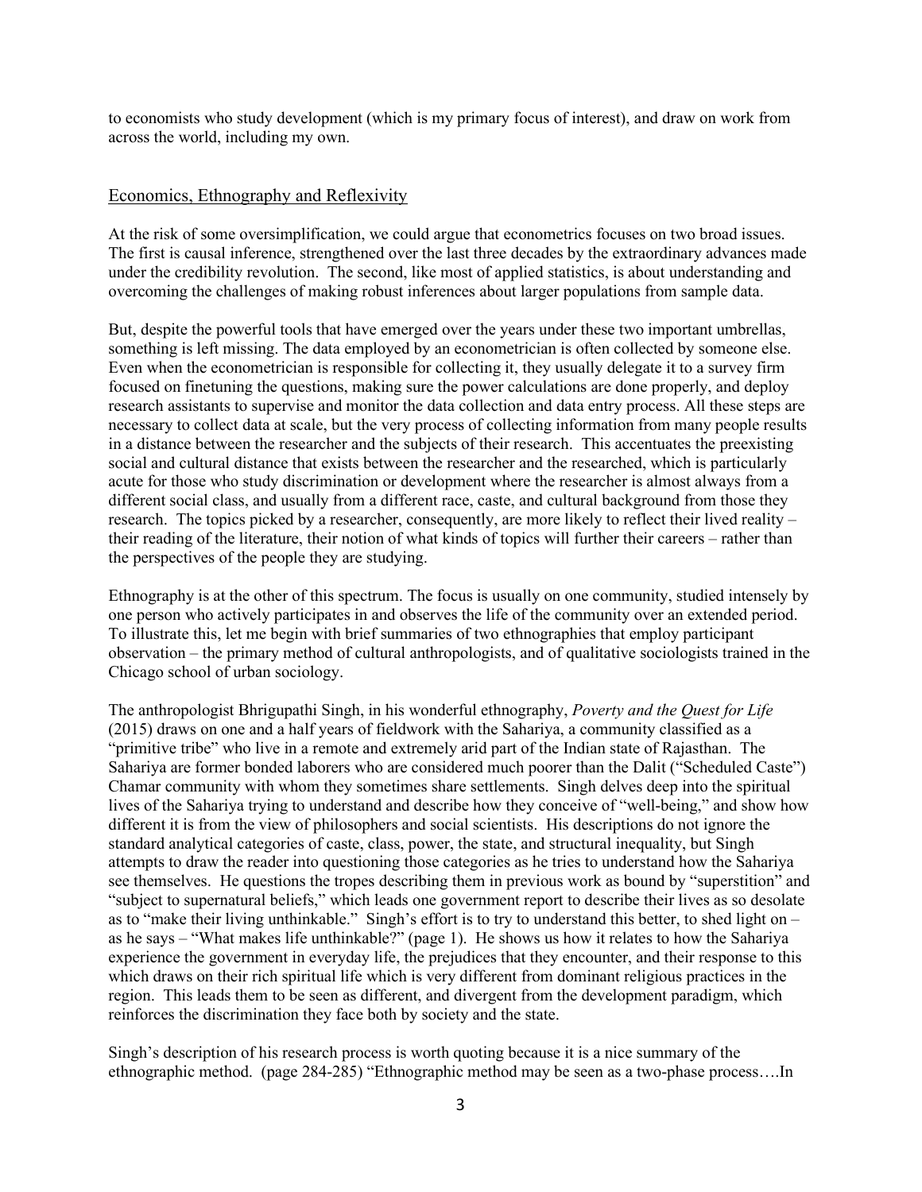to economists who study development (which is my primary focus of interest), and draw on work from across the world, including my own.

## Economics, Ethnography and Reflexivity

At the risk of some oversimplification, we could argue that econometrics focuses on two broad issues. The first is causal inference, strengthened over the last three decades by the extraordinary advances made under the credibility revolution. The second, like most of applied statistics, is about understanding and overcoming the challenges of making robust inferences about larger populations from sample data.

But, despite the powerful tools that have emerged over the years under these two important umbrellas, something is left missing. The data employed by an econometrician is often collected by someone else. Even when the econometrician is responsible for collecting it, they usually delegate it to a survey firm focused on finetuning the questions, making sure the power calculations are done properly, and deploy research assistants to supervise and monitor the data collection and data entry process. All these steps are necessary to collect data at scale, but the very process of collecting information from many people results in a distance between the researcher and the subjects of their research. This accentuates the preexisting social and cultural distance that exists between the researcher and the researched, which is particularly acute for those who study discrimination or development where the researcher is almost always from a different social class, and usually from a different race, caste, and cultural background from those they research. The topics picked by a researcher, consequently, are more likely to reflect their lived reality – their reading of the literature, their notion of what kinds of topics will further their careers – rather than the perspectives of the people they are studying.

Ethnography is at the other of this spectrum. The focus is usually on one community, studied intensely by one person who actively participates in and observes the life of the community over an extended period. To illustrate this, let me begin with brief summaries of two ethnographies that employ participant observation – the primary method of cultural anthropologists, and of qualitative sociologists trained in the Chicago school of urban sociology.

The anthropologist Bhrigupathi Singh, in his wonderful ethnography, *Poverty and the Quest for Life* (2015) draws on one and a half years of fieldwork with the Sahariya, a community classified as a "primitive tribe" who live in a remote and extremely arid part of the Indian state of Rajasthan. The Sahariya are former bonded laborers who are considered much poorer than the Dalit ("Scheduled Caste") Chamar community with whom they sometimes share settlements. Singh delves deep into the spiritual lives of the Sahariya trying to understand and describe how they conceive of "well-being," and show how different it is from the view of philosophers and social scientists. His descriptions do not ignore the standard analytical categories of caste, class, power, the state, and structural inequality, but Singh attempts to draw the reader into questioning those categories as he tries to understand how the Sahariya see themselves. He questions the tropes describing them in previous work as bound by "superstition" and "subject to supernatural beliefs," which leads one government report to describe their lives as so desolate as to "make their living unthinkable." Singh's effort is to try to understand this better, to shed light on – as he says – "What makes life unthinkable?" (page 1). He shows us how it relates to how the Sahariya experience the government in everyday life, the prejudices that they encounter, and their response to this which draws on their rich spiritual life which is very different from dominant religious practices in the region. This leads them to be seen as different, and divergent from the development paradigm, which reinforces the discrimination they face both by society and the state.

Singh's description of his research process is worth quoting because it is a nice summary of the ethnographic method. (page 284-285) "Ethnographic method may be seen as a two-phase process….In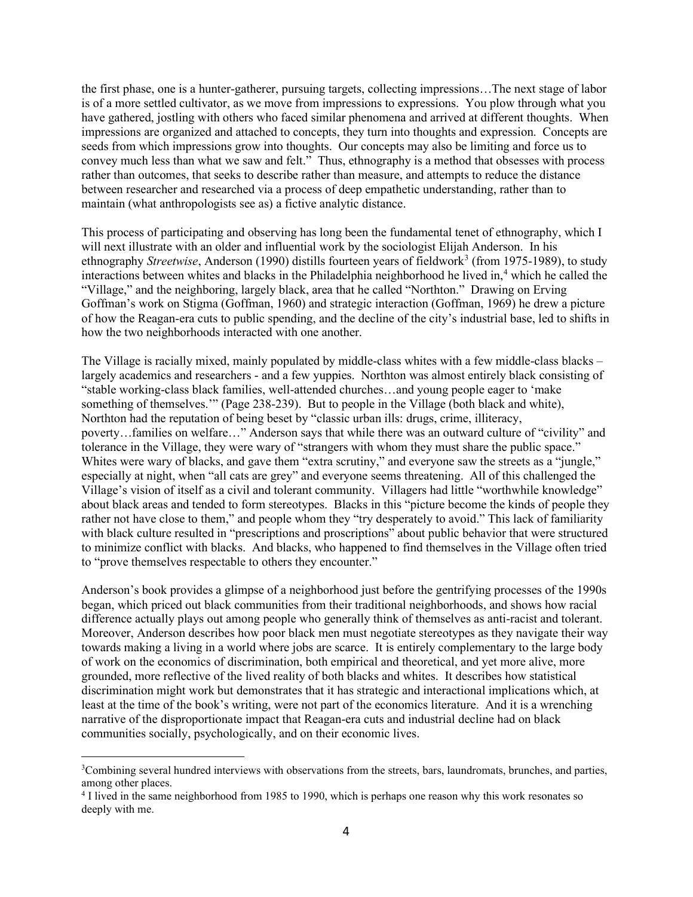the first phase, one is a hunter-gatherer, pursuing targets, collecting impressions…The next stage of labor is of a more settled cultivator, as we move from impressions to expressions. You plow through what you have gathered, jostling with others who faced similar phenomena and arrived at different thoughts. When impressions are organized and attached to concepts, they turn into thoughts and expression. Concepts are seeds from which impressions grow into thoughts. Our concepts may also be limiting and force us to convey much less than what we saw and felt." Thus, ethnography is a method that obsesses with process rather than outcomes, that seeks to describe rather than measure, and attempts to reduce the distance between researcher and researched via a process of deep empathetic understanding, rather than to maintain (what anthropologists see as) a fictive analytic distance.

This process of participating and observing has long been the fundamental tenet of ethnography, which I will next illustrate with an older and influential work by the sociologist Elijah Anderson. In his ethnography *Streetwise*, Anderson (1990) distills fourteen years of fieldwork[3] (from 1975-1989), to study interactions between whites and blacks in the Philadelphia neighborhood he lived in,[4] which he called the "Village," and the neighboring, largely black, area that he called "Northton." Drawing on Erving Goffman's work on Stigma (Goffman, 1960) and strategic interaction (Goffman, 1969) he drew a picture of how the Reagan-era cuts to public spending, and the decline of the city's industrial base, led to shifts in how the two neighborhoods interacted with one another.

The Village is racially mixed, mainly populated by middle-class whites with a few middle-class blacks – largely academics and researchers - and a few yuppies. Northton was almost entirely black consisting of "stable working-class black families, well-attended churches…and young people eager to 'make something of themselves.'" (Page 238-239). But to people in the Village (both black and white), Northton had the reputation of being beset by "classic urban ills: drugs, crime, illiteracy, poverty…families on welfare…" Anderson says that while there was an outward culture of "civility" and tolerance in the Village, they were wary of "strangers with whom they must share the public space." Whites were wary of blacks, and gave them "extra scrutiny," and everyone saw the streets as a "jungle," especially at night, when "all cats are grey" and everyone seems threatening. All of this challenged the Village's vision of itself as a civil and tolerant community. Villagers had little "worthwhile knowledge" about black areas and tended to form stereotypes. Blacks in this "picture become the kinds of people they rather not have close to them," and people whom they "try desperately to avoid." This lack of familiarity with black culture resulted in "prescriptions and proscriptions" about public behavior that were structured to minimize conflict with blacks. And blacks, who happened to find themselves in the Village often tried to "prove themselves respectable to others they encounter."

Anderson's book provides a glimpse of a neighborhood just before the gentrifying processes of the 1990s began, which priced out black communities from their traditional neighborhoods, and shows how racial difference actually plays out among people who generally think of themselves as anti-racist and tolerant. Moreover, Anderson describes how poor black men must negotiate stereotypes as they navigate their way towards making a living in a world where jobs are scarce. It is entirely complementary to the large body of work on the economics of discrimination, both empirical and theoretical, and yet more alive, more grounded, more reflective of the lived reality of both blacks and whites. It describes how statistical discrimination might work but demonstrates that it has strategic and interactional implications which, at least at the time of the book's writing, were not part of the economics literature. And it is a wrenching narrative of the disproportionate impact that Reagan-era cuts and industrial decline had on black communities socially, psychologically, and on their economic lives.

---

[3] Combining several hundred interviews with observations from the streets, bars, laundromats, brunches, and parties, among other places.

[4] I lived in the same neighborhood from 1985 to 1990, which is perhaps one reason why this work resonates so deeply with me.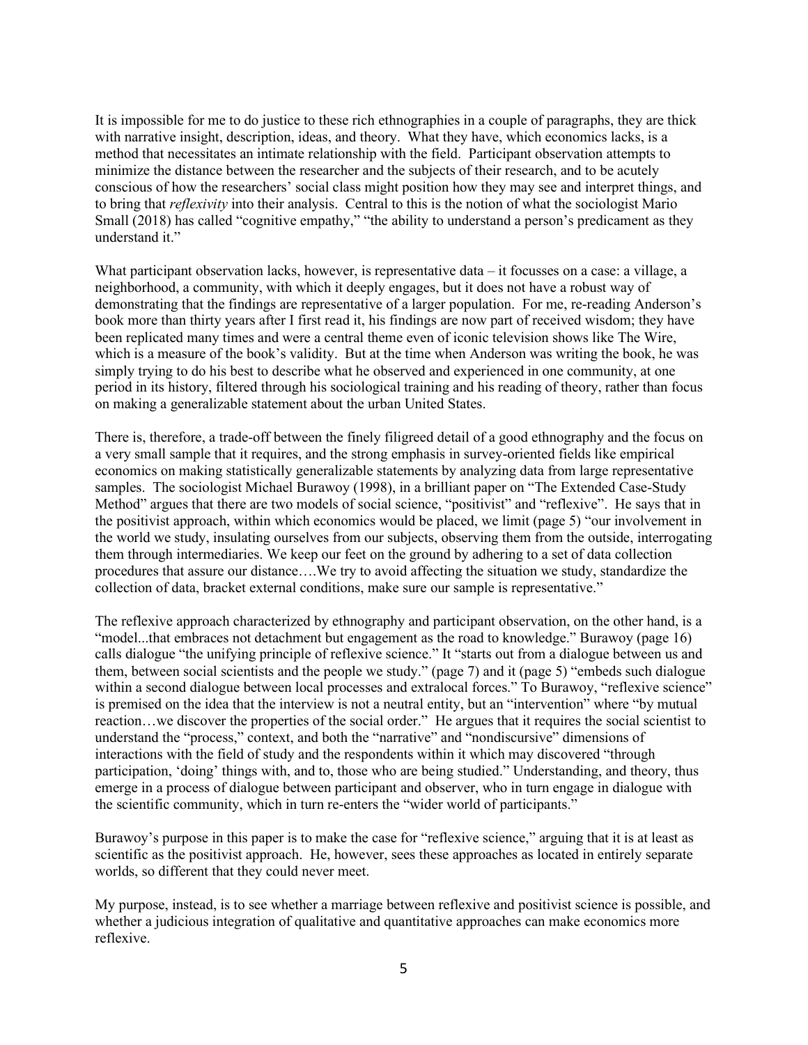It is impossible for me to do justice to these rich ethnographies in a couple of paragraphs, they are thick with narrative insight, description, ideas, and theory. What they have, which economics lacks, is a method that necessitates an intimate relationship with the field. Participant observation attempts to minimize the distance between the researcher and the subjects of their research, and to be acutely conscious of how the researchers' social class might position how they may see and interpret things, and to bring that *reflexivity* into their analysis. Central to this is the notion of what the sociologist Mario Small (2018) has called "cognitive empathy," "the ability to understand a person's predicament as they understand it."

What participant observation lacks, however, is representative data – it focusses on a case: a village, a neighborhood, a community, with which it deeply engages, but it does not have a robust way of demonstrating that the findings are representative of a larger population. For me, re-reading Anderson's book more than thirty years after I first read it, his findings are now part of received wisdom; they have been replicated many times and were a central theme even of iconic television shows like The Wire, which is a measure of the book's validity. But at the time when Anderson was writing the book, he was simply trying to do his best to describe what he observed and experienced in one community, at one period in its history, filtered through his sociological training and his reading of theory, rather than focus on making a generalizable statement about the urban United States.

There is, therefore, a trade-off between the finely filigreed detail of a good ethnography and the focus on a very small sample that it requires, and the strong emphasis in survey-oriented fields like empirical economics on making statistically generalizable statements by analyzing data from large representative samples. The sociologist Michael Burawoy (1998), in a brilliant paper on "The Extended Case-Study Method" argues that there are two models of social science, "positivist" and "reflexive". He says that in the positivist approach, within which economics would be placed, we limit (page 5) "our involvement in the world we study, insulating ourselves from our subjects, observing them from the outside, interrogating them through intermediaries. We keep our feet on the ground by adhering to a set of data collection procedures that assure our distance….We try to avoid affecting the situation we study, standardize the collection of data, bracket external conditions, make sure our sample is representative."

The reflexive approach characterized by ethnography and participant observation, on the other hand, is a "model...that embraces not detachment but engagement as the road to knowledge." Burawoy (page 16) calls dialogue "the unifying principle of reflexive science." It "starts out from a dialogue between us and them, between social scientists and the people we study." (page 7) and it (page 5) "embeds such dialogue within a second dialogue between local processes and extralocal forces." To Burawoy, "reflexive science" is premised on the idea that the interview is not a neutral entity, but an "intervention" where "by mutual reaction…we discover the properties of the social order." He argues that it requires the social scientist to understand the "process," context, and both the "narrative" and "nondiscursive" dimensions of interactions with the field of study and the respondents within it which may discovered "through participation, 'doing' things with, and to, those who are being studied." Understanding, and theory, thus emerge in a process of dialogue between participant and observer, who in turn engage in dialogue with the scientific community, which in turn re-enters the "wider world of participants."

Burawoy's purpose in this paper is to make the case for "reflexive science," arguing that it is at least as scientific as the positivist approach. He, however, sees these approaches as located in entirely separate worlds, so different that they could never meet.

My purpose, instead, is to see whether a marriage between reflexive and positivist science is possible, and whether a judicious integration of qualitative and quantitative approaches can make economics more reflexive.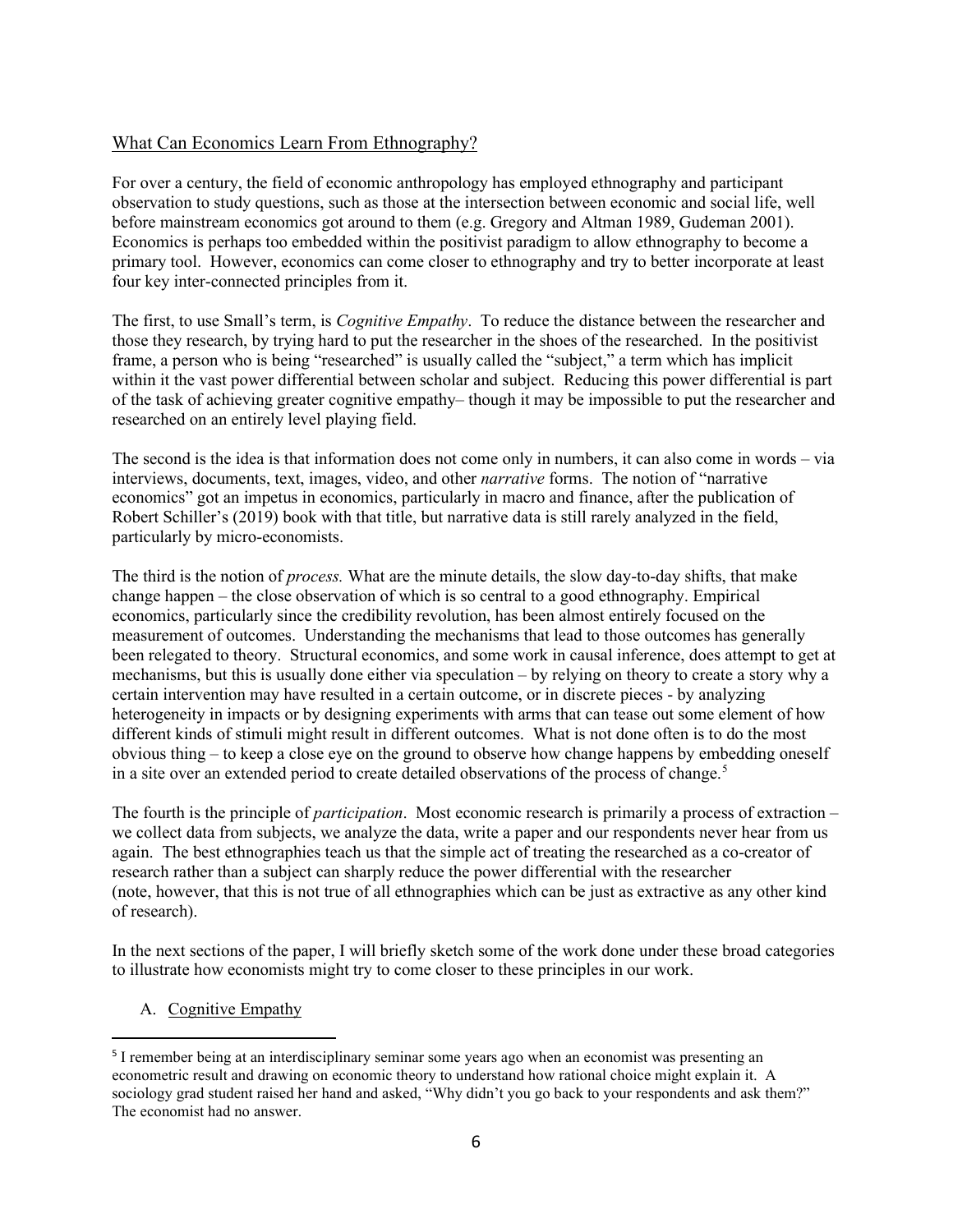## What Can Economics Learn From Ethnography?

For over a century, the field of economic anthropology has employed ethnography and participant observation to study questions, such as those at the intersection between economic and social life, well before mainstream economics got around to them (e.g. Gregory and Altman 1989, Gudeman 2001). Economics is perhaps too embedded within the positivist paradigm to allow ethnography to become a primary tool. However, economics can come closer to ethnography and try to better incorporate at least four key inter-connected principles from it.

The first, to use Small's term, is *Cognitive Empathy*. To reduce the distance between the researcher and those they research, by trying hard to put the researcher in the shoes of the researched. In the positivist frame, a person who is being "researched" is usually called the "subject," a term which has implicit within it the vast power differential between scholar and subject. Reducing this power differential is part of the task of achieving greater cognitive empathy– though it may be impossible to put the researcher and researched on an entirely level playing field.

The second is the idea is that information does not come only in numbers, it can also come in words – via interviews, documents, text, images, video, and other *narrative* forms. The notion of "narrative economics" got an impetus in economics, particularly in macro and finance, after the publication of Robert Schiller's (2019) book with that title, but narrative data is still rarely analyzed in the field, particularly by micro-economists.

The third is the notion of *process.* What are the minute details, the slow day-to-day shifts, that make change happen – the close observation of which is so central to a good ethnography. Empirical economics, particularly since the credibility revolution, has been almost entirely focused on the measurement of outcomes. Understanding the mechanisms that lead to those outcomes has generally been relegated to theory. Structural economics, and some work in causal inference, does attempt to get at mechanisms, but this is usually done either via speculation – by relying on theory to create a story why a certain intervention may have resulted in a certain outcome, or in discrete pieces - by analyzing heterogeneity in impacts or by designing experiments with arms that can tease out some element of how different kinds of stimuli might result in different outcomes. What is not done often is to do the most obvious thing – to keep a close eye on the ground to observe how change happens by embedding oneself in a site over an extended period to create detailed observations of the process of change.[5]

The fourth is the principle of *participation*. Most economic research is primarily a process of extraction – we collect data from subjects, we analyze the data, write a paper and our respondents never hear from us again. The best ethnographies teach us that the simple act of treating the researched as a co-creator of research rather than a subject can sharply reduce the power differential with the researcher (note, however, that this is not true of all ethnographies which can be just as extractive as any other kind of research).

In the next sections of the paper, I will briefly sketch some of the work done under these broad categories to illustrate how economists might try to come closer to these principles in our work.

### A. Cognitive Empathy

[5] I remember being at an interdisciplinary seminar some years ago when an economist was presenting an econometric result and drawing on economic theory to understand how rational choice might explain it. A sociology grad student raised her hand and asked, "Why didn't you go back to your respondents and ask them?" The economist had no answer.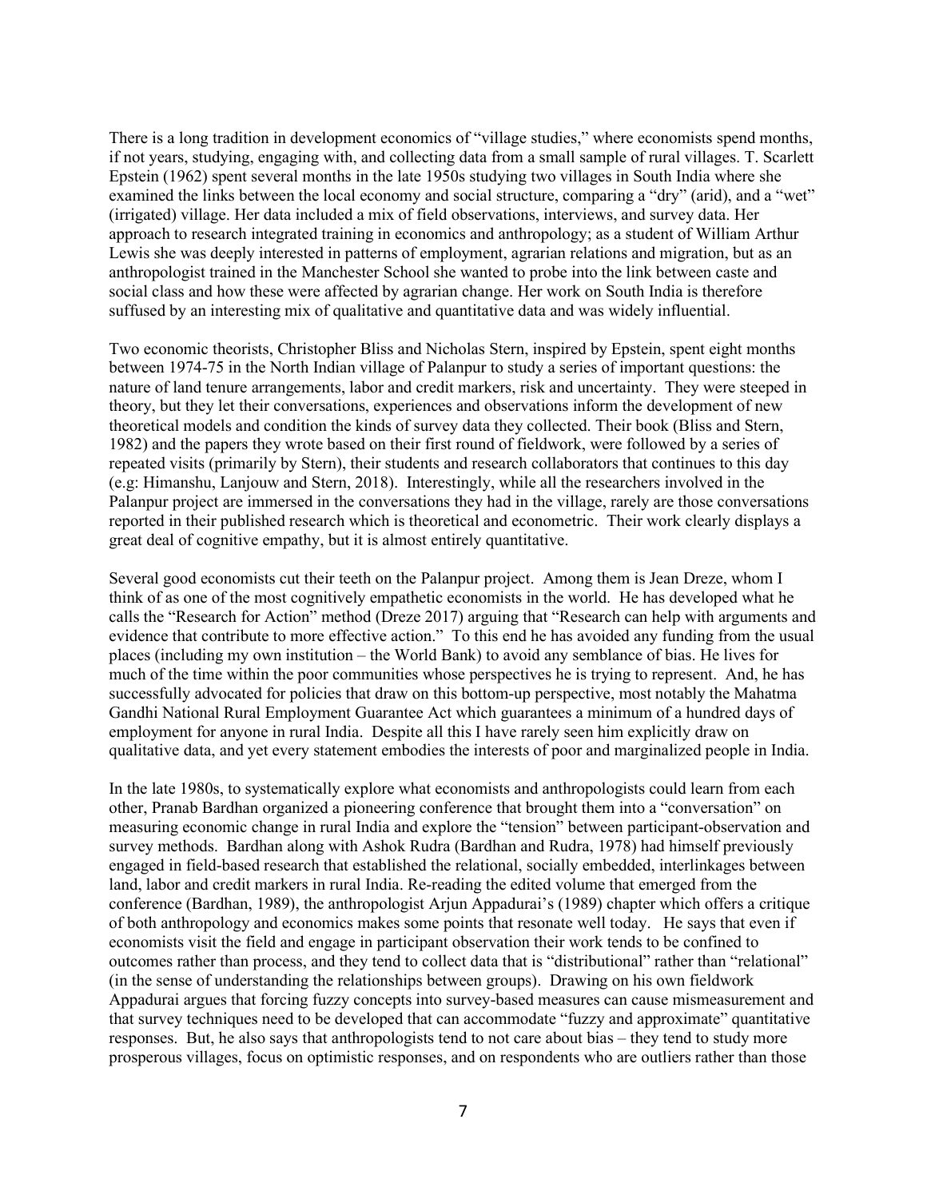There is a long tradition in development economics of "village studies," where economists spend months, if not years, studying, engaging with, and collecting data from a small sample of rural villages. T. Scarlett Epstein (1962) spent several months in the late 1950s studying two villages in South India where she examined the links between the local economy and social structure, comparing a "dry" (arid), and a "wet" (irrigated) village. Her data included a mix of field observations, interviews, and survey data. Her approach to research integrated training in economics and anthropology; as a student of William Arthur Lewis she was deeply interested in patterns of employment, agrarian relations and migration, but as an anthropologist trained in the Manchester School she wanted to probe into the link between caste and social class and how these were affected by agrarian change. Her work on South India is therefore suffused by an interesting mix of qualitative and quantitative data and was widely influential.

Two economic theorists, Christopher Bliss and Nicholas Stern, inspired by Epstein, spent eight months between 1974-75 in the North Indian village of Palanpur to study a series of important questions: the nature of land tenure arrangements, labor and credit markers, risk and uncertainty. They were steeped in theory, but they let their conversations, experiences and observations inform the development of new theoretical models and condition the kinds of survey data they collected. Their book (Bliss and Stern, 1982) and the papers they wrote based on their first round of fieldwork, were followed by a series of repeated visits (primarily by Stern), their students and research collaborators that continues to this day (e.g: Himanshu, Lanjouw and Stern, 2018). Interestingly, while all the researchers involved in the Palanpur project are immersed in the conversations they had in the village, rarely are those conversations reported in their published research which is theoretical and econometric. Their work clearly displays a great deal of cognitive empathy, but it is almost entirely quantitative.

Several good economists cut their teeth on the Palanpur project. Among them is Jean Dreze, whom I think of as one of the most cognitively empathetic economists in the world. He has developed what he calls the "Research for Action" method (Dreze 2017) arguing that "Research can help with arguments and evidence that contribute to more effective action." To this end he has avoided any funding from the usual places (including my own institution – the World Bank) to avoid any semblance of bias. He lives for much of the time within the poor communities whose perspectives he is trying to represent. And, he has successfully advocated for policies that draw on this bottom-up perspective, most notably the Mahatma Gandhi National Rural Employment Guarantee Act which guarantees a minimum of a hundred days of employment for anyone in rural India. Despite all this I have rarely seen him explicitly draw on qualitative data, and yet every statement embodies the interests of poor and marginalized people in India.

In the late 1980s, to systematically explore what economists and anthropologists could learn from each other, Pranab Bardhan organized a pioneering conference that brought them into a "conversation" on measuring economic change in rural India and explore the "tension" between participant-observation and survey methods. Bardhan along with Ashok Rudra (Bardhan and Rudra, 1978) had himself previously engaged in field-based research that established the relational, socially embedded, interlinkages between land, labor and credit markers in rural India. Re-reading the edited volume that emerged from the conference (Bardhan, 1989), the anthropologist Arjun Appadurai's (1989) chapter which offers a critique of both anthropology and economics makes some points that resonate well today. He says that even if economists visit the field and engage in participant observation their work tends to be confined to outcomes rather than process, and they tend to collect data that is "distributional" rather than "relational" (in the sense of understanding the relationships between groups). Drawing on his own fieldwork Appadurai argues that forcing fuzzy concepts into survey-based measures can cause mismeasurement and that survey techniques need to be developed that can accommodate "fuzzy and approximate" quantitative responses. But, he also says that anthropologists tend to not care about bias – they tend to study more prosperous villages, focus on optimistic responses, and on respondents who are outliers rather than those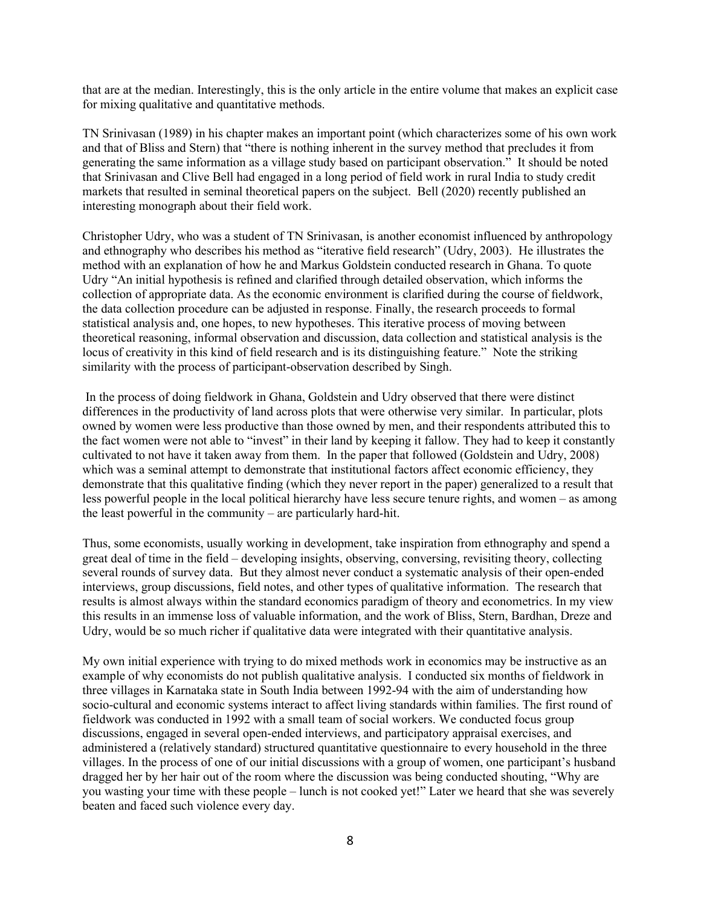that are at the median. Interestingly, this is the only article in the entire volume that makes an explicit case for mixing qualitative and quantitative methods.

TN Srinivasan (1989) in his chapter makes an important point (which characterizes some of his own work and that of Bliss and Stern) that "there is nothing inherent in the survey method that precludes it from generating the same information as a village study based on participant observation." It should be noted that Srinivasan and Clive Bell had engaged in a long period of field work in rural India to study credit markets that resulted in seminal theoretical papers on the subject. Bell (2020) recently published an interesting monograph about their field work.

Christopher Udry, who was a student of TN Srinivasan, is another economist influenced by anthropology and ethnography who describes his method as "iterative field research" (Udry, 2003). He illustrates the method with an explanation of how he and Markus Goldstein conducted research in Ghana. To quote Udry "An initial hypothesis is refined and clarified through detailed observation, which informs the collection of appropriate data. As the economic environment is clarified during the course of fieldwork, the data collection procedure can be adjusted in response. Finally, the research proceeds to formal statistical analysis and, one hopes, to new hypotheses. This iterative process of moving between theoretical reasoning, informal observation and discussion, data collection and statistical analysis is the locus of creativity in this kind of field research and is its distinguishing feature." Note the striking similarity with the process of participant-observation described by Singh.

In the process of doing fieldwork in Ghana, Goldstein and Udry observed that there were distinct differences in the productivity of land across plots that were otherwise very similar. In particular, plots owned by women were less productive than those owned by men, and their respondents attributed this to the fact women were not able to "invest" in their land by keeping it fallow. They had to keep it constantly cultivated to not have it taken away from them. In the paper that followed (Goldstein and Udry, 2008) which was a seminal attempt to demonstrate that institutional factors affect economic efficiency, they demonstrate that this qualitative finding (which they never report in the paper) generalized to a result that less powerful people in the local political hierarchy have less secure tenure rights, and women – as among the least powerful in the community – are particularly hard-hit.

Thus, some economists, usually working in development, take inspiration from ethnography and spend a great deal of time in the field – developing insights, observing, conversing, revisiting theory, collecting several rounds of survey data. But they almost never conduct a systematic analysis of their open-ended interviews, group discussions, field notes, and other types of qualitative information. The research that results is almost always within the standard economics paradigm of theory and econometrics. In my view this results in an immense loss of valuable information, and the work of Bliss, Stern, Bardhan, Dreze and Udry, would be so much richer if qualitative data were integrated with their quantitative analysis.

My own initial experience with trying to do mixed methods work in economics may be instructive as an example of why economists do not publish qualitative analysis. I conducted six months of fieldwork in three villages in Karnataka state in South India between 1992-94 with the aim of understanding how socio-cultural and economic systems interact to affect living standards within families. The first round of fieldwork was conducted in 1992 with a small team of social workers. We conducted focus group discussions, engaged in several open-ended interviews, and participatory appraisal exercises, and administered a (relatively standard) structured quantitative questionnaire to every household in the three villages. In the process of one of our initial discussions with a group of women, one participant's husband dragged her by her hair out of the room where the discussion was being conducted shouting, "Why are you wasting your time with these people – lunch is not cooked yet!" Later we heard that she was severely beaten and faced such violence every day.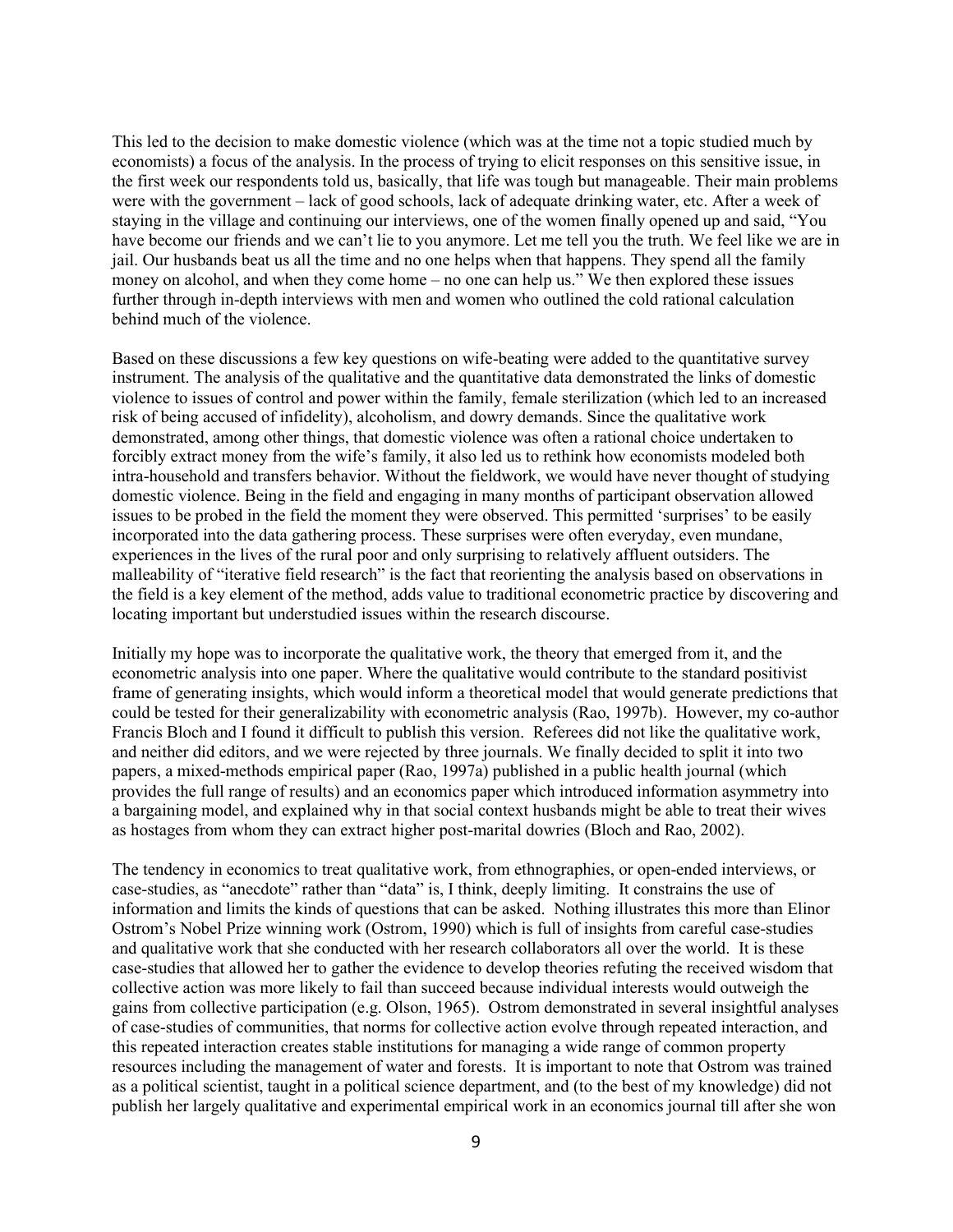This led to the decision to make domestic violence (which was at the time not a topic studied much by economists) a focus of the analysis. In the process of trying to elicit responses on this sensitive issue, in the first week our respondents told us, basically, that life was tough but manageable. Their main problems were with the government – lack of good schools, lack of adequate drinking water, etc. After a week of staying in the village and continuing our interviews, one of the women finally opened up and said, "You have become our friends and we can't lie to you anymore. Let me tell you the truth. We feel like we are in jail. Our husbands beat us all the time and no one helps when that happens. They spend all the family money on alcohol, and when they come home – no one can help us." We then explored these issues further through in-depth interviews with men and women who outlined the cold rational calculation behind much of the violence.

Based on these discussions a few key questions on wife-beating were added to the quantitative survey instrument. The analysis of the qualitative and the quantitative data demonstrated the links of domestic violence to issues of control and power within the family, female sterilization (which led to an increased risk of being accused of infidelity), alcoholism, and dowry demands. Since the qualitative work demonstrated, among other things, that domestic violence was often a rational choice undertaken to forcibly extract money from the wife's family, it also led us to rethink how economists modeled both intra-household and transfers behavior. Without the fieldwork, we would have never thought of studying domestic violence. Being in the field and engaging in many months of participant observation allowed issues to be probed in the field the moment they were observed. This permitted 'surprises' to be easily incorporated into the data gathering process. These surprises were often everyday, even mundane, experiences in the lives of the rural poor and only surprising to relatively affluent outsiders. The malleability of "iterative field research" is the fact that reorienting the analysis based on observations in the field is a key element of the method, adds value to traditional econometric practice by discovering and locating important but understudied issues within the research discourse.

Initially my hope was to incorporate the qualitative work, the theory that emerged from it, and the econometric analysis into one paper. Where the qualitative would contribute to the standard positivist frame of generating insights, which would inform a theoretical model that would generate predictions that could be tested for their generalizability with econometric analysis (Rao, 1997b). However, my co-author Francis Bloch and I found it difficult to publish this version. Referees did not like the qualitative work, and neither did editors, and we were rejected by three journals. We finally decided to split it into two papers, a mixed-methods empirical paper (Rao, 1997a) published in a public health journal (which provides the full range of results) and an economics paper which introduced information asymmetry into a bargaining model, and explained why in that social context husbands might be able to treat their wives as hostages from whom they can extract higher post-marital dowries (Bloch and Rao, 2002).

The tendency in economics to treat qualitative work, from ethnographies, or open-ended interviews, or case-studies, as "anecdote" rather than "data" is, I think, deeply limiting. It constrains the use of information and limits the kinds of questions that can be asked. Nothing illustrates this more than Elinor Ostrom's Nobel Prize winning work (Ostrom, 1990) which is full of insights from careful case-studies and qualitative work that she conducted with her research collaborators all over the world. It is these case-studies that allowed her to gather the evidence to develop theories refuting the received wisdom that collective action was more likely to fail than succeed because individual interests would outweigh the gains from collective participation (e.g. Olson, 1965). Ostrom demonstrated in several insightful analyses of case-studies of communities, that norms for collective action evolve through repeated interaction, and this repeated interaction creates stable institutions for managing a wide range of common property resources including the management of water and forests. It is important to note that Ostrom was trained as a political scientist, taught in a political science department, and (to the best of my knowledge) did not publish her largely qualitative and experimental empirical work in an economics journal till after she won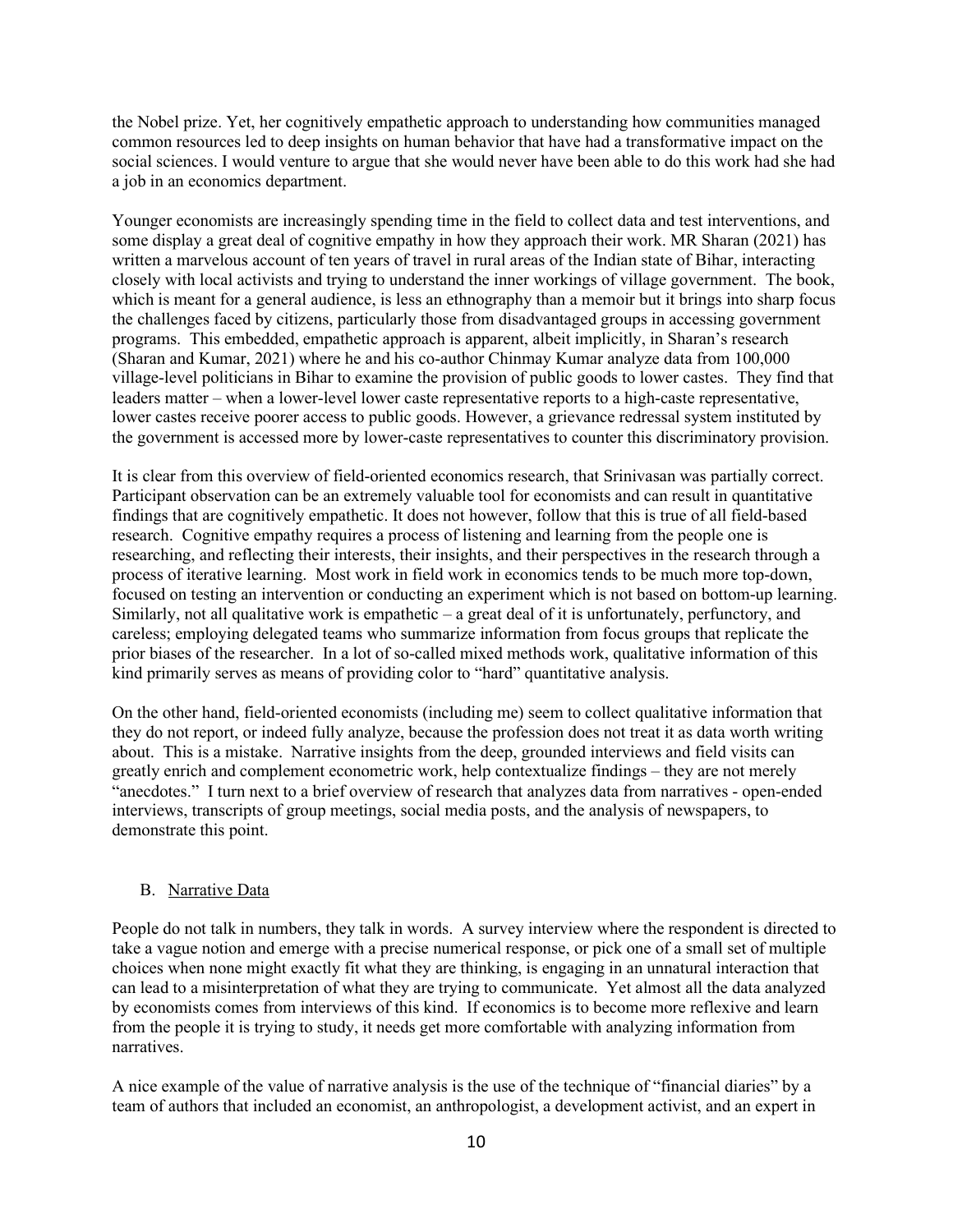the Nobel prize. Yet, her cognitively empathetic approach to understanding how communities managed common resources led to deep insights on human behavior that have had a transformative impact on the social sciences. I would venture to argue that she would never have been able to do this work had she had a job in an economics department.

Younger economists are increasingly spending time in the field to collect data and test interventions, and some display a great deal of cognitive empathy in how they approach their work. MR Sharan (2021) has written a marvelous account of ten years of travel in rural areas of the Indian state of Bihar, interacting closely with local activists and trying to understand the inner workings of village government. The book, which is meant for a general audience, is less an ethnography than a memoir but it brings into sharp focus the challenges faced by citizens, particularly those from disadvantaged groups in accessing government programs. This embedded, empathetic approach is apparent, albeit implicitly, in Sharan's research (Sharan and Kumar, 2021) where he and his co-author Chinmay Kumar analyze data from 100,000 village-level politicians in Bihar to examine the provision of public goods to lower castes. They find that leaders matter – when a lower-level lower caste representative reports to a high-caste representative, lower castes receive poorer access to public goods. However, a grievance redressal system instituted by the government is accessed more by lower-caste representatives to counter this discriminatory provision.

It is clear from this overview of field-oriented economics research, that Srinivasan was partially correct. Participant observation can be an extremely valuable tool for economists and can result in quantitative findings that are cognitively empathetic. It does not however, follow that this is true of all field-based research. Cognitive empathy requires a process of listening and learning from the people one is researching, and reflecting their interests, their insights, and their perspectives in the research through a process of iterative learning. Most work in field work in economics tends to be much more top-down, focused on testing an intervention or conducting an experiment which is not based on bottom-up learning. Similarly, not all qualitative work is empathetic – a great deal of it is unfortunately, perfunctory, and careless; employing delegated teams who summarize information from focus groups that replicate the prior biases of the researcher. In a lot of so-called mixed methods work, qualitative information of this kind primarily serves as means of providing color to "hard" quantitative analysis.

On the other hand, field-oriented economists (including me) seem to collect qualitative information that they do not report, or indeed fully analyze, because the profession does not treat it as data worth writing about. This is a mistake. Narrative insights from the deep, grounded interviews and field visits can greatly enrich and complement econometric work, help contextualize findings – they are not merely "anecdotes." I turn next to a brief overview of research that analyzes data from narratives - open-ended interviews, transcripts of group meetings, social media posts, and the analysis of newspapers, to demonstrate this point.

### B. Narrative Data

People do not talk in numbers, they talk in words. A survey interview where the respondent is directed to take a vague notion and emerge with a precise numerical response, or pick one of a small set of multiple choices when none might exactly fit what they are thinking, is engaging in an unnatural interaction that can lead to a misinterpretation of what they are trying to communicate. Yet almost all the data analyzed by economists comes from interviews of this kind. If economics is to become more reflexive and learn from the people it is trying to study, it needs get more comfortable with analyzing information from narratives.

A nice example of the value of narrative analysis is the use of the technique of "financial diaries" by a team of authors that included an economist, an anthropologist, a development activist, and an expert in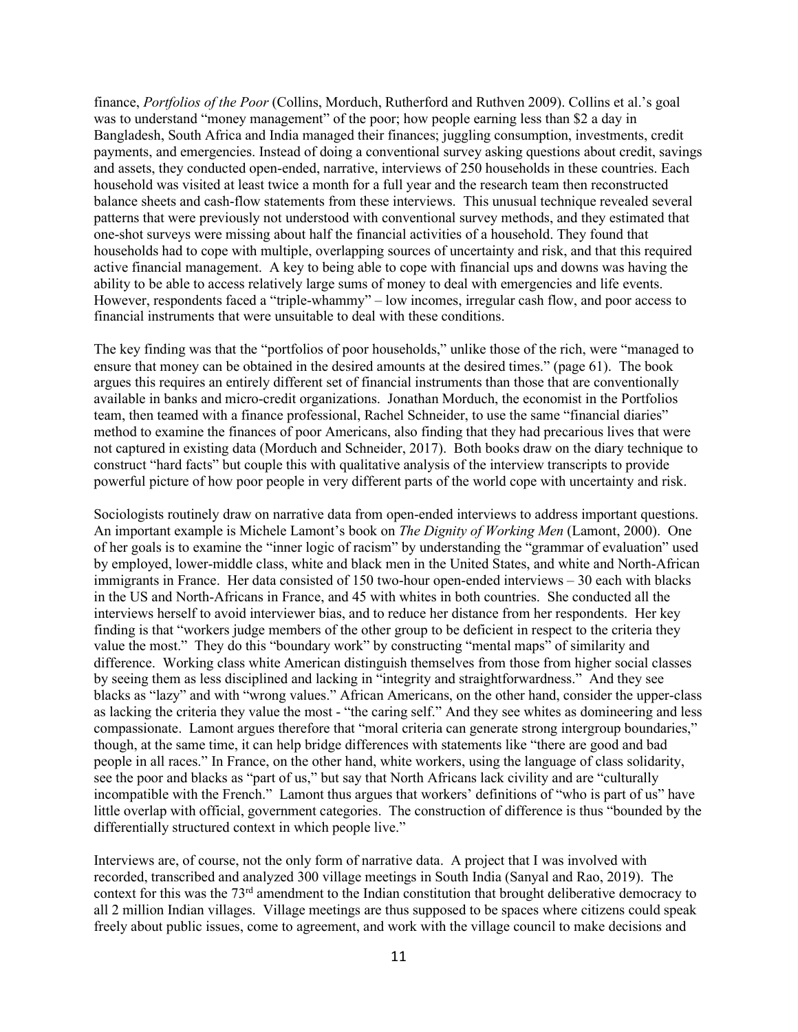finance, *Portfolios of the Poor* (Collins, Morduch, Rutherford and Ruthven 2009). Collins et al.'s goal was to understand "money management" of the poor; how people earning less than $2 a day in Bangladesh, South Africa and India managed their finances; juggling consumption, investments, credit payments, and emergencies. Instead of doing a conventional survey asking questions about credit, savings and assets, they conducted open-ended, narrative, interviews of 250 households in these countries. Each household was visited at least twice a month for a full year and the research team then reconstructed balance sheets and cash-flow statements from these interviews. This unusual technique revealed several patterns that were previously not understood with conventional survey methods, and they estimated that one-shot surveys were missing about half the financial activities of a household. They found that households had to cope with multiple, overlapping sources of uncertainty and risk, and that this required active financial management. A key to being able to cope with financial ups and downs was having the ability to be able to access relatively large sums of money to deal with emergencies and life events. However, respondents faced a "triple-whammy" – low incomes, irregular cash flow, and poor access to financial instruments that were unsuitable to deal with these conditions.

The key finding was that the "portfolios of poor households," unlike those of the rich, were "managed to ensure that money can be obtained in the desired amounts at the desired times." (page 61). The book argues this requires an entirely different set of financial instruments than those that are conventionally available in banks and micro-credit organizations. Jonathan Morduch, the economist in the Portfolios team, then teamed with a finance professional, Rachel Schneider, to use the same "financial diaries" method to examine the finances of poor Americans, also finding that they had precarious lives that were not captured in existing data (Morduch and Schneider, 2017). Both books draw on the diary technique to construct "hard facts" but couple this with qualitative analysis of the interview transcripts to provide powerful picture of how poor people in very different parts of the world cope with uncertainty and risk.

Sociologists routinely draw on narrative data from open-ended interviews to address important questions. An important example is Michele Lamont's book on *The Dignity of Working Men* (Lamont, 2000). One of her goals is to examine the "inner logic of racism" by understanding the "grammar of evaluation" used by employed, lower-middle class, white and black men in the United States, and white and North-African immigrants in France. Her data consisted of 150 two-hour open-ended interviews – 30 each with blacks in the US and North-Africans in France, and 45 with whites in both countries. She conducted all the interviews herself to avoid interviewer bias, and to reduce her distance from her respondents. Her key finding is that "workers judge members of the other group to be deficient in respect to the criteria they value the most." They do this "boundary work" by constructing "mental maps" of similarity and difference. Working class white American distinguish themselves from those from higher social classes by seeing them as less disciplined and lacking in "integrity and straightforwardness." And they see blacks as "lazy" and with "wrong values." African Americans, on the other hand, consider the upper-class as lacking the criteria they value the most - "the caring self." And they see whites as domineering and less compassionate. Lamont argues therefore that "moral criteria can generate strong intergroup boundaries," though, at the same time, it can help bridge differences with statements like "there are good and bad people in all races." In France, on the other hand, white workers, using the language of class solidarity, see the poor and blacks as "part of us," but say that North Africans lack civility and are "culturally incompatible with the French." Lamont thus argues that workers' definitions of "who is part of us" have little overlap with official, government categories. The construction of difference is thus "bounded by the differentially structured context in which people live."

Interviews are, of course, not the only form of narrative data. A project that I was involved with recorded, transcribed and analyzed 300 village meetings in South India (Sanyal and Rao, 2019). The context for this was the 73rd amendment to the Indian constitution that brought deliberative democracy to all 2 million Indian villages. Village meetings are thus supposed to be spaces where citizens could speak freely about public issues, come to agreement, and work with the village council to make decisions and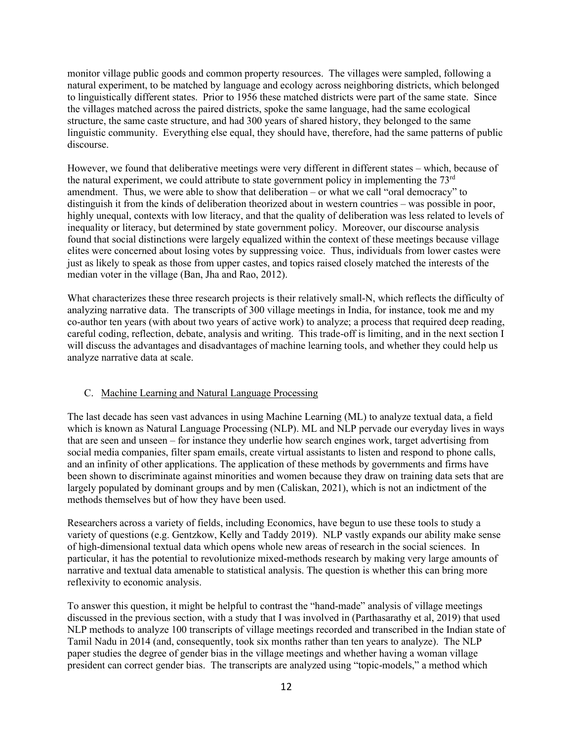monitor village public goods and common property resources. The villages were sampled, following a natural experiment, to be matched by language and ecology across neighboring districts, which belonged to linguistically different states. Prior to 1956 these matched districts were part of the same state. Since the villages matched across the paired districts, spoke the same language, had the same ecological structure, the same caste structure, and had 300 years of shared history, they belonged to the same linguistic community. Everything else equal, they should have, therefore, had the same patterns of public discourse.

However, we found that deliberative meetings were very different in different states – which, because of the natural experiment, we could attribute to state government policy in implementing the 73rd amendment. Thus, we were able to show that deliberation – or what we call "oral democracy" to distinguish it from the kinds of deliberation theorized about in western countries – was possible in poor, highly unequal, contexts with low literacy, and that the quality of deliberation was less related to levels of inequality or literacy, but determined by state government policy. Moreover, our discourse analysis found that social distinctions were largely equalized within the context of these meetings because village elites were concerned about losing votes by suppressing voice. Thus, individuals from lower castes were just as likely to speak as those from upper castes, and topics raised closely matched the interests of the median voter in the village (Ban, Jha and Rao, 2012).

What characterizes these three research projects is their relatively small-N, which reflects the difficulty of analyzing narrative data. The transcripts of 300 village meetings in India, for instance, took me and my co-author ten years (with about two years of active work) to analyze; a process that required deep reading, careful coding, reflection, debate, analysis and writing. This trade-off is limiting, and in the next section I will discuss the advantages and disadvantages of machine learning tools, and whether they could help us analyze narrative data at scale.

## C. Machine Learning and Natural Language Processing

The last decade has seen vast advances in using Machine Learning (ML) to analyze textual data, a field which is known as Natural Language Processing (NLP). ML and NLP pervade our everyday lives in ways that are seen and unseen – for instance they underlie how search engines work, target advertising from social media companies, filter spam emails, create virtual assistants to listen and respond to phone calls, and an infinity of other applications. The application of these methods by governments and firms have been shown to discriminate against minorities and women because they draw on training data sets that are largely populated by dominant groups and by men (Caliskan, 2021), which is not an indictment of the methods themselves but of how they have been used.

Researchers across a variety of fields, including Economics, have begun to use these tools to study a variety of questions (e.g. Gentzkow, Kelly and Taddy 2019). NLP vastly expands our ability make sense of high-dimensional textual data which opens whole new areas of research in the social sciences. In particular, it has the potential to revolutionize mixed-methods research by making very large amounts of narrative and textual data amenable to statistical analysis. The question is whether this can bring more reflexivity to economic analysis.

To answer this question, it might be helpful to contrast the "hand-made" analysis of village meetings discussed in the previous section, with a study that I was involved in (Parthasarathy et al, 2019) that used NLP methods to analyze 100 transcripts of village meetings recorded and transcribed in the Indian state of Tamil Nadu in 2014 (and, consequently, took six months rather than ten years to analyze). The NLP paper studies the degree of gender bias in the village meetings and whether having a woman village president can correct gender bias. The transcripts are analyzed using "topic-models," a method which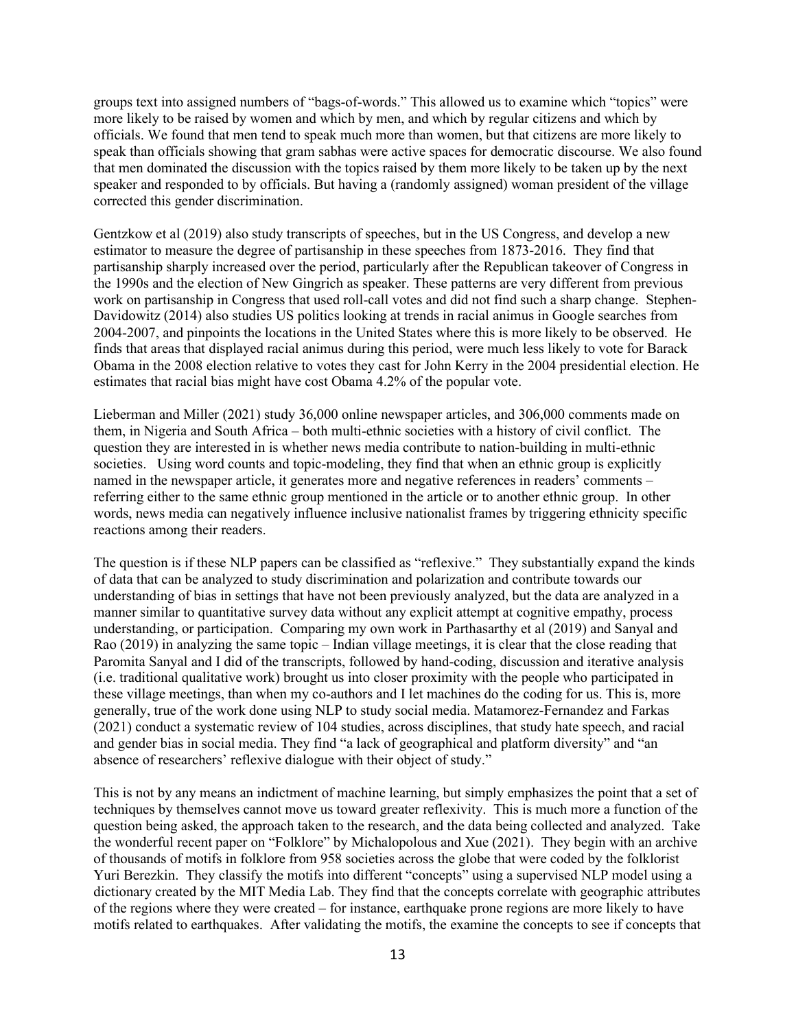groups text into assigned numbers of "bags-of-words." This allowed us to examine which "topics" were more likely to be raised by women and which by men, and which by regular citizens and which by officials. We found that men tend to speak much more than women, but that citizens are more likely to speak than officials showing that gram sabhas were active spaces for democratic discourse. We also found that men dominated the discussion with the topics raised by them more likely to be taken up by the next speaker and responded to by officials. But having a (randomly assigned) woman president of the village corrected this gender discrimination.

Gentzkow et al (2019) also study transcripts of speeches, but in the US Congress, and develop a new estimator to measure the degree of partisanship in these speeches from 1873-2016. They find that partisanship sharply increased over the period, particularly after the Republican takeover of Congress in the 1990s and the election of New Gingrich as speaker. These patterns are very different from previous work on partisanship in Congress that used roll-call votes and did not find such a sharp change. Stephen-Davidowitz (2014) also studies US politics looking at trends in racial animus in Google searches from 2004-2007, and pinpoints the locations in the United States where this is more likely to be observed. He finds that areas that displayed racial animus during this period, were much less likely to vote for Barack Obama in the 2008 election relative to votes they cast for John Kerry in the 2004 presidential election. He estimates that racial bias might have cost Obama 4.2% of the popular vote.

Lieberman and Miller (2021) study 36,000 online newspaper articles, and 306,000 comments made on them, in Nigeria and South Africa – both multi-ethnic societies with a history of civil conflict. The question they are interested in is whether news media contribute to nation-building in multi-ethnic societies. Using word counts and topic-modeling, they find that when an ethnic group is explicitly named in the newspaper article, it generates more and negative references in readers' comments – referring either to the same ethnic group mentioned in the article or to another ethnic group. In other words, news media can negatively influence inclusive nationalist frames by triggering ethnicity specific reactions among their readers.

The question is if these NLP papers can be classified as "reflexive." They substantially expand the kinds of data that can be analyzed to study discrimination and polarization and contribute towards our understanding of bias in settings that have not been previously analyzed, but the data are analyzed in a manner similar to quantitative survey data without any explicit attempt at cognitive empathy, process understanding, or participation. Comparing my own work in Parthasarthy et al (2019) and Sanyal and Rao (2019) in analyzing the same topic – Indian village meetings, it is clear that the close reading that Paromita Sanyal and I did of the transcripts, followed by hand-coding, discussion and iterative analysis (i.e. traditional qualitative work) brought us into closer proximity with the people who participated in these village meetings, than when my co-authors and I let machines do the coding for us. This is, more generally, true of the work done using NLP to study social media. Matamorez-Fernandez and Farkas (2021) conduct a systematic review of 104 studies, across disciplines, that study hate speech, and racial and gender bias in social media. They find "a lack of geographical and platform diversity" and "an absence of researchers' reflexive dialogue with their object of study."

This is not by any means an indictment of machine learning, but simply emphasizes the point that a set of techniques by themselves cannot move us toward greater reflexivity. This is much more a function of the question being asked, the approach taken to the research, and the data being collected and analyzed. Take the wonderful recent paper on "Folklore" by Michalopolous and Xue (2021). They begin with an archive of thousands of motifs in folklore from 958 societies across the globe that were coded by the folklorist Yuri Berezkin. They classify the motifs into different "concepts" using a supervised NLP model using a dictionary created by the MIT Media Lab. They find that the concepts correlate with geographic attributes of the regions where they were created – for instance, earthquake prone regions are more likely to have motifs related to earthquakes. After validating the motifs, the examine the concepts to see if concepts that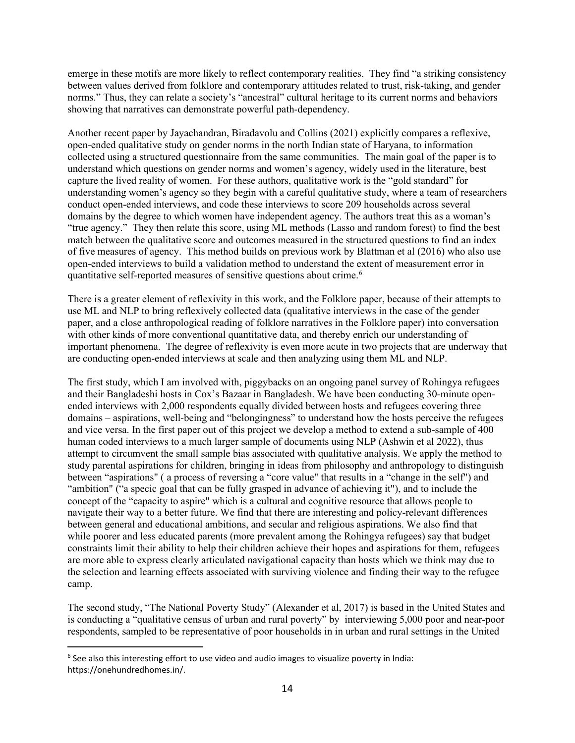emerge in these motifs are more likely to reflect contemporary realities. They find "a striking consistency between values derived from folklore and contemporary attitudes related to trust, risk-taking, and gender norms." Thus, they can relate a society's "ancestral" cultural heritage to its current norms and behaviors showing that narratives can demonstrate powerful path-dependency.

Another recent paper by Jayachandran, Biradavolu and Collins (2021) explicitly compares a reflexive, open-ended qualitative study on gender norms in the north Indian state of Haryana, to information collected using a structured questionnaire from the same communities. The main goal of the paper is to understand which questions on gender norms and women's agency, widely used in the literature, best capture the lived reality of women. For these authors, qualitative work is the "gold standard" for understanding women's agency so they begin with a careful qualitative study, where a team of researchers conduct open-ended interviews, and code these interviews to score 209 households across several domains by the degree to which women have independent agency. The authors treat this as a woman's "true agency." They then relate this score, using ML methods (Lasso and random forest) to find the best match between the qualitative score and outcomes measured in the structured questions to find an index of five measures of agency. This method builds on previous work by Blattman et al (2016) who also use open-ended interviews to build a validation method to understand the extent of measurement error in quantitative self-reported measures of sensitive questions about crime.[6]

There is a greater element of reflexivity in this work, and the Folklore paper, because of their attempts to use ML and NLP to bring reflexively collected data (qualitative interviews in the case of the gender paper, and a close anthropological reading of folklore narratives in the Folklore paper) into conversation with other kinds of more conventional quantitative data, and thereby enrich our understanding of important phenomena. The degree of reflexivity is even more acute in two projects that are underway that are conducting open-ended interviews at scale and then analyzing using them ML and NLP.

The first study, which I am involved with, piggybacks on an ongoing panel survey of Rohingya refugees and their Bangladeshi hosts in Cox's Bazaar in Bangladesh. We have been conducting 30-minute open-ended interviews with 2,000 respondents equally divided between hosts and refugees covering three domains – aspirations, well-being and "belongingness" to understand how the hosts perceive the refugees and vice versa. In the first paper out of this project we develop a method to extend a sub-sample of 400 human coded interviews to a much larger sample of documents using NLP (Ashwin et al 2022), thus attempt to circumvent the small sample bias associated with qualitative analysis. We apply the method to study parental aspirations for children, bringing in ideas from philosophy and anthropology to distinguish between "aspirations" ( a process of reversing a "core value" that results in a "change in the self") and "ambition" ("a specic goal that can be fully grasped in advance of achieving it"), and to include the concept of the "capacity to aspire" which is a cultural and cognitive resource that allows people to navigate their way to a better future. We find that there are interesting and policy-relevant differences between general and educational ambitions, and secular and religious aspirations. We also find that while poorer and less educated parents (more prevalent among the Rohingya refugees) say that budget constraints limit their ability to help their children achieve their hopes and aspirations for them, refugees are more able to express clearly articulated navigational capacity than hosts which we think may due to the selection and learning effects associated with surviving violence and finding their way to the refugee camp.

The second study, "The National Poverty Study" (Alexander et al, 2017) is based in the United States and is conducting a "qualitative census of urban and rural poverty" by interviewing 5,000 poor and near-poor respondents, sampled to be representative of poor households in in urban and rural settings in the United

---

[6] See also this interesting effort to use video and audio images to visualize poverty in India: https://onehundredhomes.in/.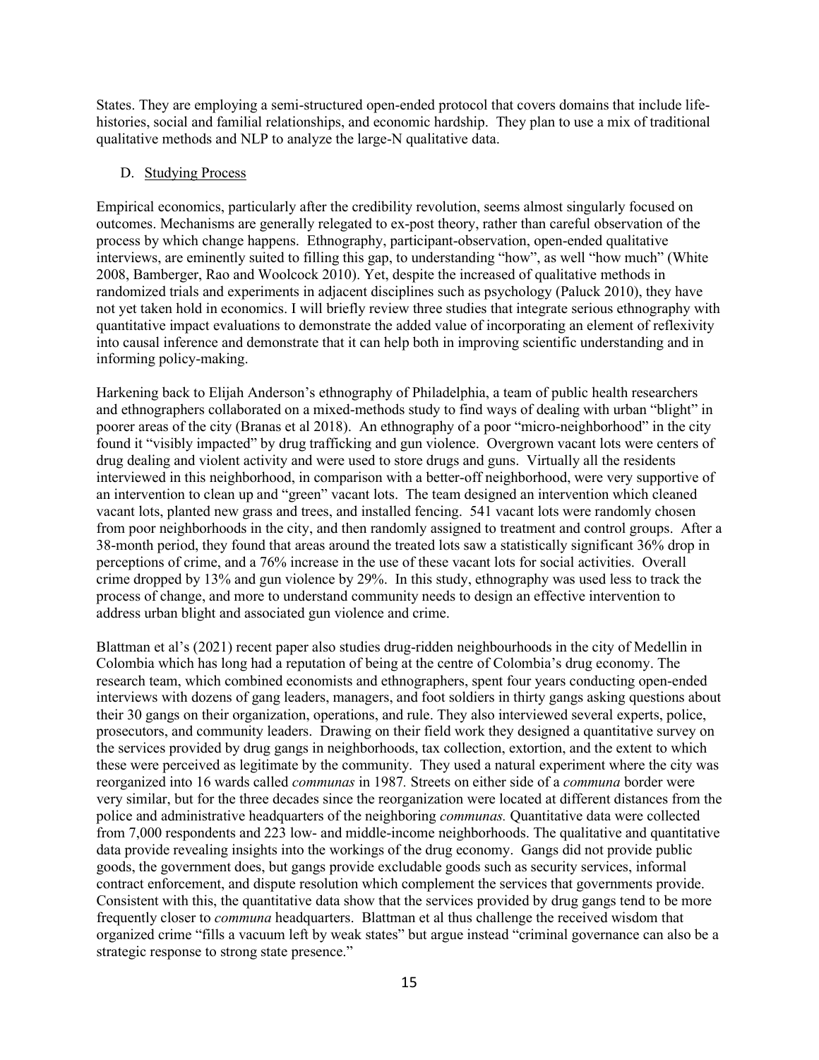States. They are employing a semi-structured open-ended protocol that covers domains that include life-histories, social and familial relationships, and economic hardship. They plan to use a mix of traditional qualitative methods and NLP to analyze the large-N qualitative data.

D. Studying Process

Empirical economics, particularly after the credibility revolution, seems almost singularly focused on outcomes. Mechanisms are generally relegated to ex-post theory, rather than careful observation of the process by which change happens. Ethnography, participant-observation, open-ended qualitative interviews, are eminently suited to filling this gap, to understanding "how", as well "how much" (White 2008, Bamberger, Rao and Woolcock 2010). Yet, despite the increased of qualitative methods in randomized trials and experiments in adjacent disciplines such as psychology (Paluck 2010), they have not yet taken hold in economics. I will briefly review three studies that integrate serious ethnography with quantitative impact evaluations to demonstrate the added value of incorporating an element of reflexivity into causal inference and demonstrate that it can help both in improving scientific understanding and in informing policy-making.

Harkening back to Elijah Anderson's ethnography of Philadelphia, a team of public health researchers and ethnographers collaborated on a mixed-methods study to find ways of dealing with urban "blight" in poorer areas of the city (Branas et al 2018). An ethnography of a poor "micro-neighborhood" in the city found it "visibly impacted" by drug trafficking and gun violence. Overgrown vacant lots were centers of drug dealing and violent activity and were used to store drugs and guns. Virtually all the residents interviewed in this neighborhood, in comparison with a better-off neighborhood, were very supportive of an intervention to clean up and "green" vacant lots. The team designed an intervention which cleaned vacant lots, planted new grass and trees, and installed fencing. 541 vacant lots were randomly chosen from poor neighborhoods in the city, and then randomly assigned to treatment and control groups. After a 38-month period, they found that areas around the treated lots saw a statistically significant 36% drop in perceptions of crime, and a 76% increase in the use of these vacant lots for social activities. Overall crime dropped by 13% and gun violence by 29%. In this study, ethnography was used less to track the process of change, and more to understand community needs to design an effective intervention to address urban blight and associated gun violence and crime.

Blattman et al's (2021) recent paper also studies drug-ridden neighbourhoods in the city of Medellin in Colombia which has long had a reputation of being at the centre of Colombia's drug economy. The research team, which combined economists and ethnographers, spent four years conducting open-ended interviews with dozens of gang leaders, managers, and foot soldiers in thirty gangs asking questions about their 30 gangs on their organization, operations, and rule. They also interviewed several experts, police, prosecutors, and community leaders. Drawing on their field work they designed a quantitative survey on the services provided by drug gangs in neighborhoods, tax collection, extortion, and the extent to which these were perceived as legitimate by the community. They used a natural experiment where the city was reorganized into 16 wards called *communas* in 1987. Streets on either side of a *communa* border were very similar, but for the three decades since the reorganization were located at different distances from the police and administrative headquarters of the neighboring *communas.* Quantitative data were collected from 7,000 respondents and 223 low- and middle-income neighborhoods. The qualitative and quantitative data provide revealing insights into the workings of the drug economy. Gangs did not provide public goods, the government does, but gangs provide excludable goods such as security services, informal contract enforcement, and dispute resolution which complement the services that governments provide. Consistent with this, the quantitative data show that the services provided by drug gangs tend to be more frequently closer to *communa* headquarters. Blattman et al thus challenge the received wisdom that organized crime "fills a vacuum left by weak states" but argue instead "criminal governance can also be a strategic response to strong state presence."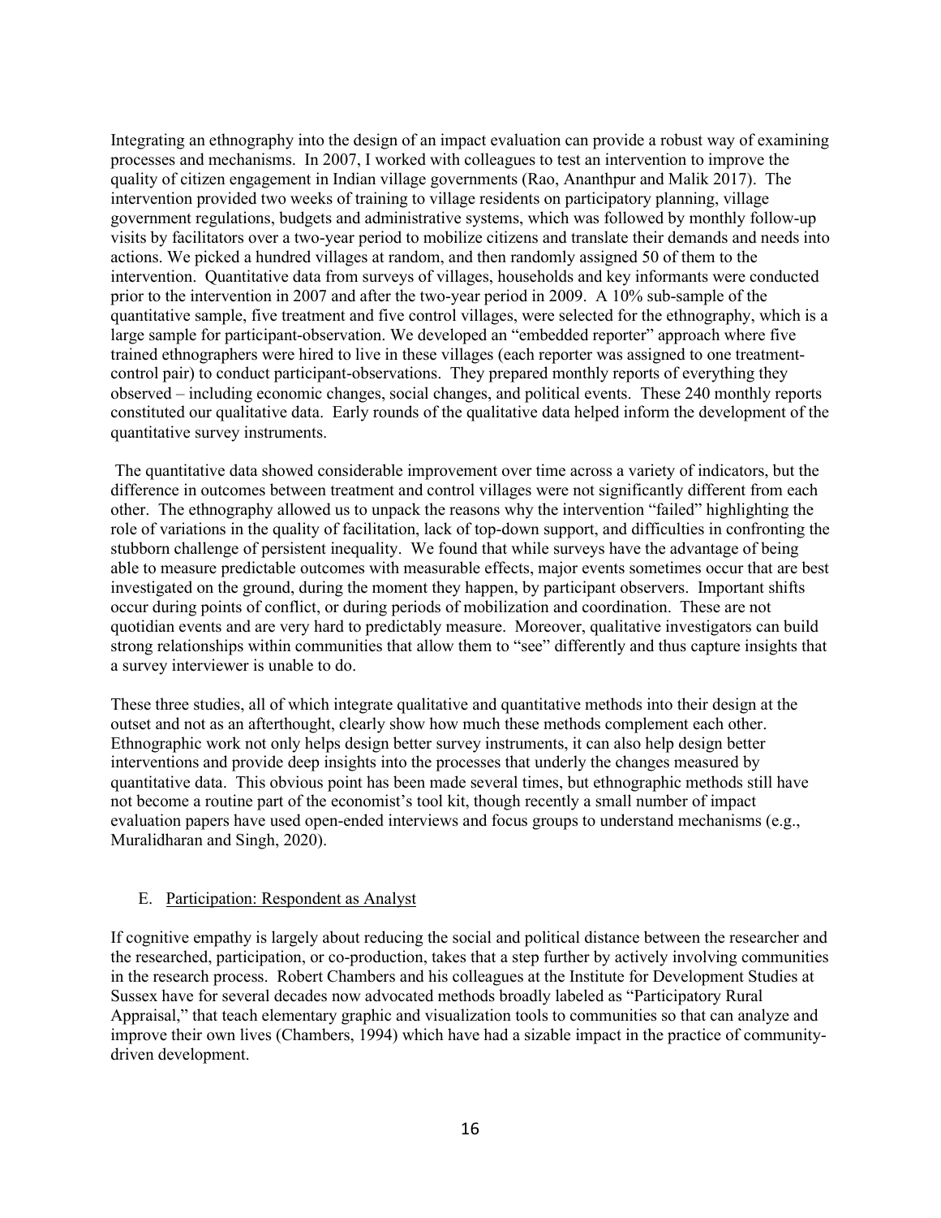Integrating an ethnography into the design of an impact evaluation can provide a robust way of examining processes and mechanisms. In 2007, I worked with colleagues to test an intervention to improve the quality of citizen engagement in Indian village governments (Rao, Ananthpur and Malik 2017). The intervention provided two weeks of training to village residents on participatory planning, village government regulations, budgets and administrative systems, which was followed by monthly follow-up visits by facilitators over a two-year period to mobilize citizens and translate their demands and needs into actions. We picked a hundred villages at random, and then randomly assigned 50 of them to the intervention. Quantitative data from surveys of villages, households and key informants were conducted prior to the intervention in 2007 and after the two-year period in 2009. A 10% sub-sample of the quantitative sample, five treatment and five control villages, were selected for the ethnography, which is a large sample for participant-observation. We developed an "embedded reporter" approach where five trained ethnographers were hired to live in these villages (each reporter was assigned to one treatment-control pair) to conduct participant-observations. They prepared monthly reports of everything they observed – including economic changes, social changes, and political events. These 240 monthly reports constituted our qualitative data. Early rounds of the qualitative data helped inform the development of the quantitative survey instruments.

The quantitative data showed considerable improvement over time across a variety of indicators, but the difference in outcomes between treatment and control villages were not significantly different from each other. The ethnography allowed us to unpack the reasons why the intervention "failed" highlighting the role of variations in the quality of facilitation, lack of top-down support, and difficulties in confronting the stubborn challenge of persistent inequality. We found that while surveys have the advantage of being able to measure predictable outcomes with measurable effects, major events sometimes occur that are best investigated on the ground, during the moment they happen, by participant observers. Important shifts occur during points of conflict, or during periods of mobilization and coordination. These are not quotidian events and are very hard to predictably measure. Moreover, qualitative investigators can build strong relationships within communities that allow them to "see" differently and thus capture insights that a survey interviewer is unable to do.

These three studies, all of which integrate qualitative and quantitative methods into their design at the outset and not as an afterthought, clearly show how much these methods complement each other. Ethnographic work not only helps design better survey instruments, it can also help design better interventions and provide deep insights into the processes that underly the changes measured by quantitative data. This obvious point has been made several times, but ethnographic methods still have not become a routine part of the economist's tool kit, though recently a small number of impact evaluation papers have used open-ended interviews and focus groups to understand mechanisms (e.g., Muralidharan and Singh, 2020).

### E. Participation: Respondent as Analyst

If cognitive empathy is largely about reducing the social and political distance between the researcher and the researched, participation, or co-production, takes that a step further by actively involving communities in the research process. Robert Chambers and his colleagues at the Institute for Development Studies at Sussex have for several decades now advocated methods broadly labeled as "Participatory Rural Appraisal," that teach elementary graphic and visualization tools to communities so that can analyze and improve their own lives (Chambers, 1994) which have had a sizable impact in the practice of community-driven development.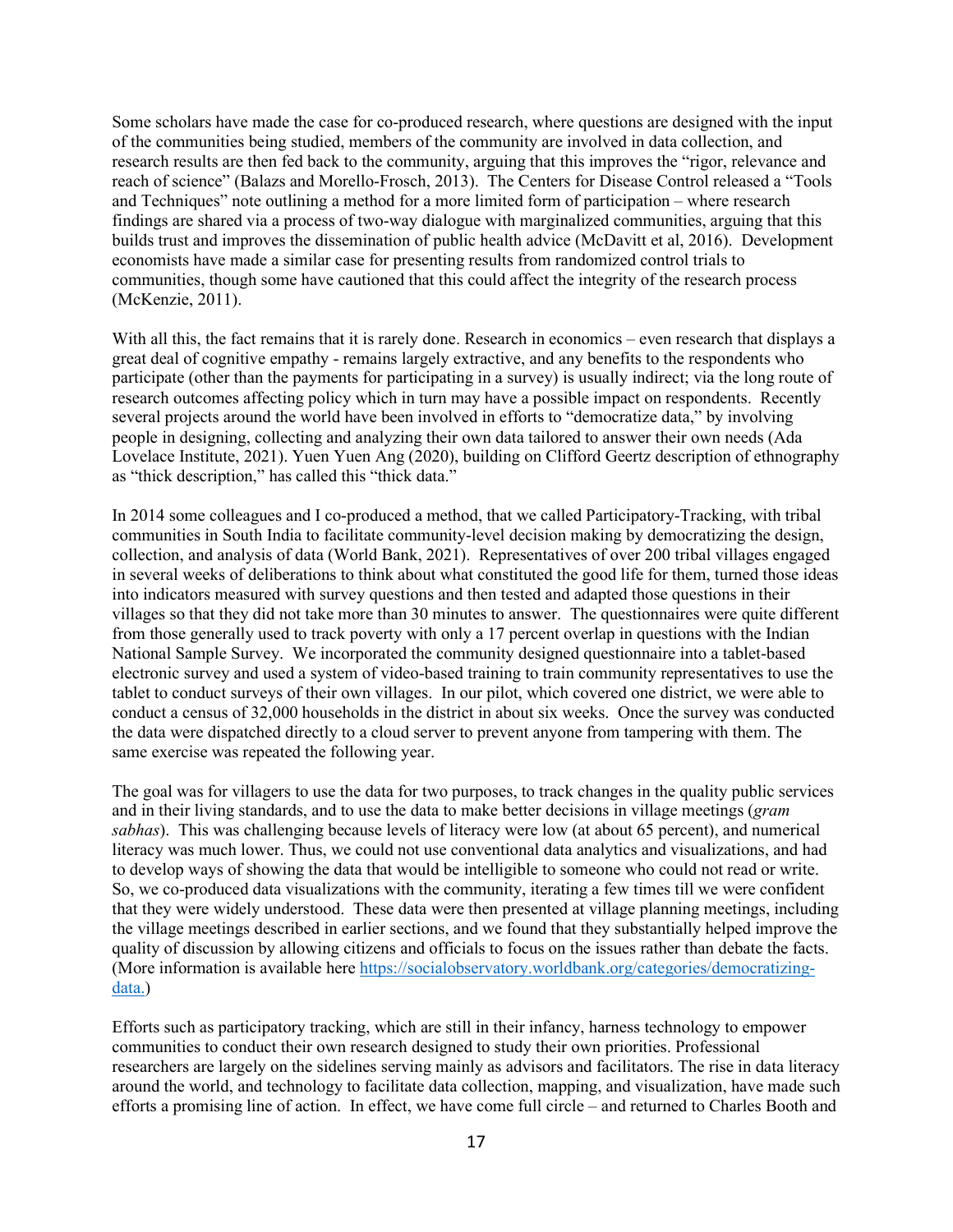Some scholars have made the case for co-produced research, where questions are designed with the input of the communities being studied, members of the community are involved in data collection, and research results are then fed back to the community, arguing that this improves the "rigor, relevance and reach of science" (Balazs and Morello-Frosch, 2013). The Centers for Disease Control released a "Tools and Techniques" note outlining a method for a more limited form of participation – where research findings are shared via a process of two-way dialogue with marginalized communities, arguing that this builds trust and improves the dissemination of public health advice (McDavitt et al, 2016). Development economists have made a similar case for presenting results from randomized control trials to communities, though some have cautioned that this could affect the integrity of the research process (McKenzie, 2011).

With all this, the fact remains that it is rarely done. Research in economics – even research that displays a great deal of cognitive empathy - remains largely extractive, and any benefits to the respondents who participate (other than the payments for participating in a survey) is usually indirect; via the long route of research outcomes affecting policy which in turn may have a possible impact on respondents. Recently several projects around the world have been involved in efforts to "democratize data," by involving people in designing, collecting and analyzing their own data tailored to answer their own needs (Ada Lovelace Institute, 2021). Yuen Yuen Ang (2020), building on Clifford Geertz description of ethnography as "thick description," has called this "thick data."

In 2014 some colleagues and I co-produced a method, that we called Participatory-Tracking, with tribal communities in South India to facilitate community-level decision making by democratizing the design, collection, and analysis of data (World Bank, 2021). Representatives of over 200 tribal villages engaged in several weeks of deliberations to think about what constituted the good life for them, turned those ideas into indicators measured with survey questions and then tested and adapted those questions in their villages so that they did not take more than 30 minutes to answer. The questionnaires were quite different from those generally used to track poverty with only a 17 percent overlap in questions with the Indian National Sample Survey. We incorporated the community designed questionnaire into a tablet-based electronic survey and used a system of video-based training to train community representatives to use the tablet to conduct surveys of their own villages. In our pilot, which covered one district, we were able to conduct a census of 32,000 households in the district in about six weeks. Once the survey was conducted the data were dispatched directly to a cloud server to prevent anyone from tampering with them. The same exercise was repeated the following year.

The goal was for villagers to use the data for two purposes, to track changes in the quality public services and in their living standards, and to use the data to make better decisions in village meetings (*gram sabhas*). This was challenging because levels of literacy were low (at about 65 percent), and numerical literacy was much lower. Thus, we could not use conventional data analytics and visualizations, and had to develop ways of showing the data that would be intelligible to someone who could not read or write. So, we co-produced data visualizations with the community, iterating a few times till we were confident that they were widely understood. These data were then presented at village planning meetings, including the village meetings described in earlier sections, and we found that they substantially helped improve the quality of discussion by allowing citizens and officials to focus on the issues rather than debate the facts. (More information is available here [https://socialobservatory.worldbank.org/categories/democratizing-data.](https://socialobservatory.worldbank.org/categories/democratizing-data.))

Efforts such as participatory tracking, which are still in their infancy, harness technology to empower communities to conduct their own research designed to study their own priorities. Professional researchers are largely on the sidelines serving mainly as advisors and facilitators. The rise in data literacy around the world, and technology to facilitate data collection, mapping, and visualization, have made such efforts a promising line of action. In effect, we have come full circle – and returned to Charles Booth and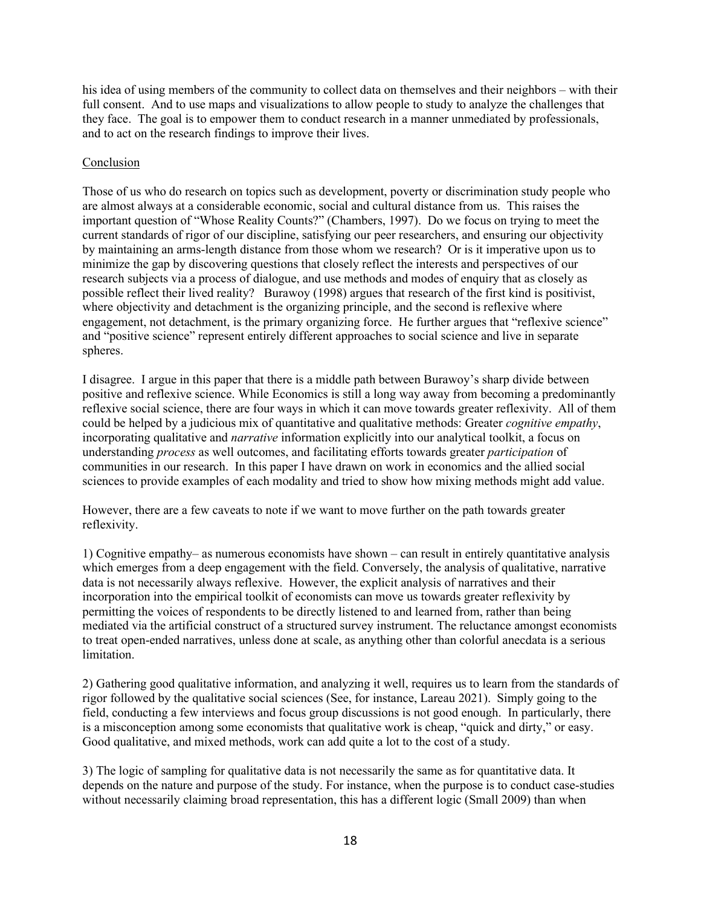his idea of using members of the community to collect data on themselves and their neighbors – with their full consent. And to use maps and visualizations to allow people to study to analyze the challenges that they face. The goal is to empower them to conduct research in a manner unmediated by professionals, and to act on the research findings to improve their lives.

## Conclusion

Those of us who do research on topics such as development, poverty or discrimination study people who are almost always at a considerable economic, social and cultural distance from us. This raises the important question of "Whose Reality Counts?" (Chambers, 1997). Do we focus on trying to meet the current standards of rigor of our discipline, satisfying our peer researchers, and ensuring our objectivity by maintaining an arms-length distance from those whom we research? Or is it imperative upon us to minimize the gap by discovering questions that closely reflect the interests and perspectives of our research subjects via a process of dialogue, and use methods and modes of enquiry that as closely as possible reflect their lived reality? Burawoy (1998) argues that research of the first kind is positivist, where objectivity and detachment is the organizing principle, and the second is reflexive where engagement, not detachment, is the primary organizing force. He further argues that "reflexive science" and "positive science" represent entirely different approaches to social science and live in separate spheres.

I disagree. I argue in this paper that there is a middle path between Burawoy's sharp divide between positive and reflexive science. While Economics is still a long way away from becoming a predominantly reflexive social science, there are four ways in which it can move towards greater reflexivity. All of them could be helped by a judicious mix of quantitative and qualitative methods: Greater *cognitive empathy*, incorporating qualitative and *narrative* information explicitly into our analytical toolkit, a focus on understanding *process* as well outcomes, and facilitating efforts towards greater *participation* of communities in our research. In this paper I have drawn on work in economics and the allied social sciences to provide examples of each modality and tried to show how mixing methods might add value.

However, there are a few caveats to note if we want to move further on the path towards greater reflexivity.

1) Cognitive empathy– as numerous economists have shown – can result in entirely quantitative analysis which emerges from a deep engagement with the field. Conversely, the analysis of qualitative, narrative data is not necessarily always reflexive. However, the explicit analysis of narratives and their incorporation into the empirical toolkit of economists can move us towards greater reflexivity by permitting the voices of respondents to be directly listened to and learned from, rather than being mediated via the artificial construct of a structured survey instrument. The reluctance amongst economists to treat open-ended narratives, unless done at scale, as anything other than colorful anecdata is a serious limitation.

2) Gathering good qualitative information, and analyzing it well, requires us to learn from the standards of rigor followed by the qualitative social sciences (See, for instance, Lareau 2021). Simply going to the field, conducting a few interviews and focus group discussions is not good enough. In particularly, there is a misconception among some economists that qualitative work is cheap, "quick and dirty," or easy. Good qualitative, and mixed methods, work can add quite a lot to the cost of a study.

3) The logic of sampling for qualitative data is not necessarily the same as for quantitative data. It depends on the nature and purpose of the study. For instance, when the purpose is to conduct case-studies without necessarily claiming broad representation, this has a different logic (Small 2009) than when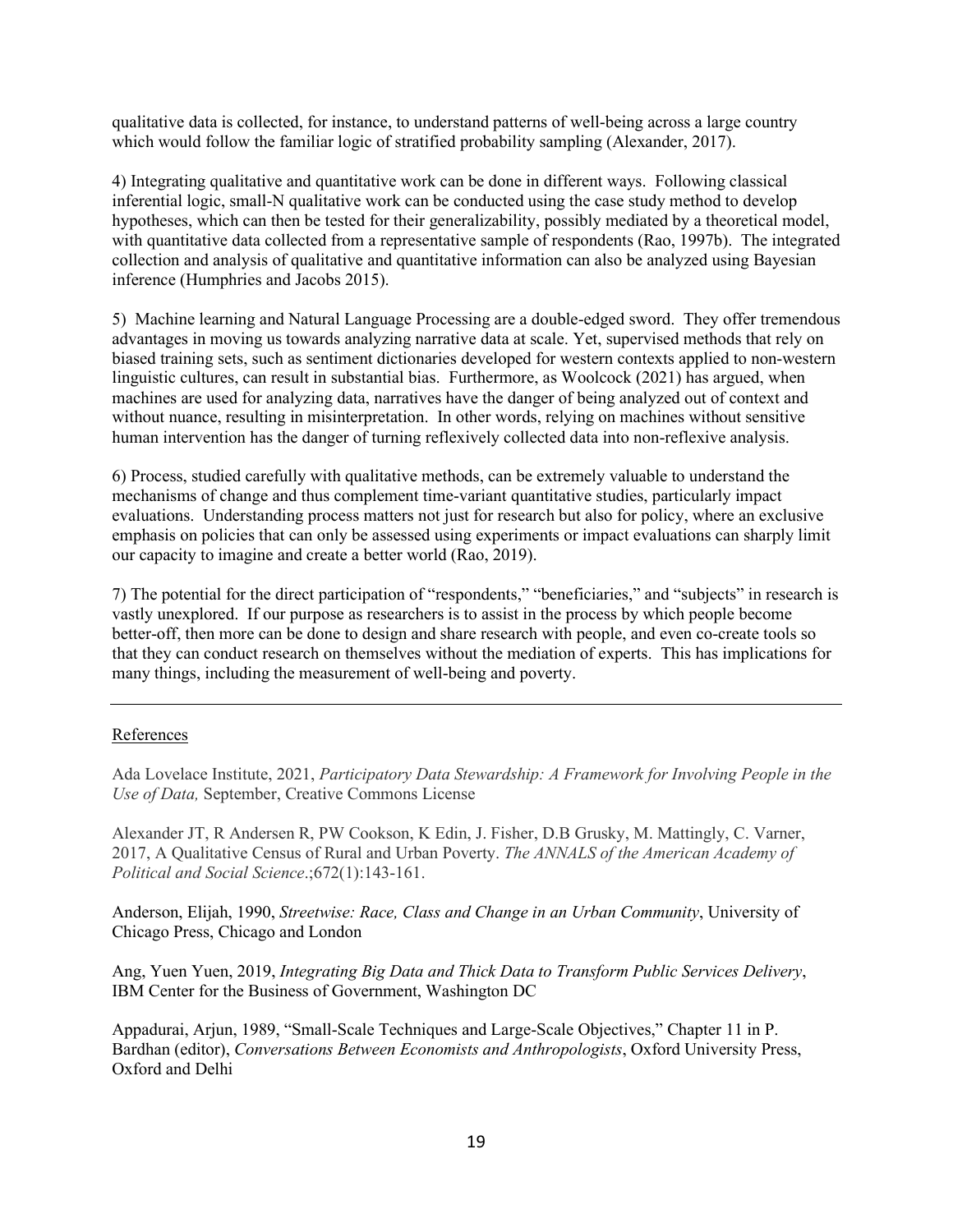qualitative data is collected, for instance, to understand patterns of well-being across a large country which would follow the familiar logic of stratified probability sampling (Alexander, 2017).

4) Integrating qualitative and quantitative work can be done in different ways. Following classical inferential logic, small-N qualitative work can be conducted using the case study method to develop hypotheses, which can then be tested for their generalizability, possibly mediated by a theoretical model, with quantitative data collected from a representative sample of respondents (Rao, 1997b). The integrated collection and analysis of qualitative and quantitative information can also be analyzed using Bayesian inference (Humphries and Jacobs 2015).

5) Machine learning and Natural Language Processing are a double-edged sword. They offer tremendous advantages in moving us towards analyzing narrative data at scale. Yet, supervised methods that rely on biased training sets, such as sentiment dictionaries developed for western contexts applied to non-western linguistic cultures, can result in substantial bias. Furthermore, as Woolcock (2021) has argued, when machines are used for analyzing data, narratives have the danger of being analyzed out of context and without nuance, resulting in misinterpretation. In other words, relying on machines without sensitive human intervention has the danger of turning reflexively collected data into non-reflexive analysis.

6) Process, studied carefully with qualitative methods, can be extremely valuable to understand the mechanisms of change and thus complement time-variant quantitative studies, particularly impact evaluations. Understanding process matters not just for research but also for policy, where an exclusive emphasis on policies that can only be assessed using experiments or impact evaluations can sharply limit our capacity to imagine and create a better world (Rao, 2019).

7) The potential for the direct participation of "respondents," "beneficiaries," and "subjects" in research is vastly unexplored. If our purpose as researchers is to assist in the process by which people become better-off, then more can be done to design and share research with people, and even co-create tools so that they can conduct research on themselves without the mediation of experts. This has implications for many things, including the measurement of well-being and poverty.

---

## References

Ada Lovelace Institute, 2021, *Participatory Data Stewardship: A Framework for Involving People in the Use of Data,* September, Creative Commons License

Alexander JT, R Andersen R, PW Cookson, K Edin, J. Fisher, D.B Grusky, M. Mattingly, C. Varner, 2017, A Qualitative Census of Rural and Urban Poverty. *The ANNALS of the American Academy of Political and Social Science*.;672(1):143-161.

Anderson, Elijah, 1990, *Streetwise: Race, Class and Change in an Urban Community*, University of Chicago Press, Chicago and London

Ang, Yuen Yuen, 2019, *Integrating Big Data and Thick Data to Transform Public Services Delivery*, IBM Center for the Business of Government, Washington DC

Appadurai, Arjun, 1989, "Small-Scale Techniques and Large-Scale Objectives," Chapter 11 in P. Bardhan (editor), *Conversations Between Economists and Anthropologists*, Oxford University Press, Oxford and Delhi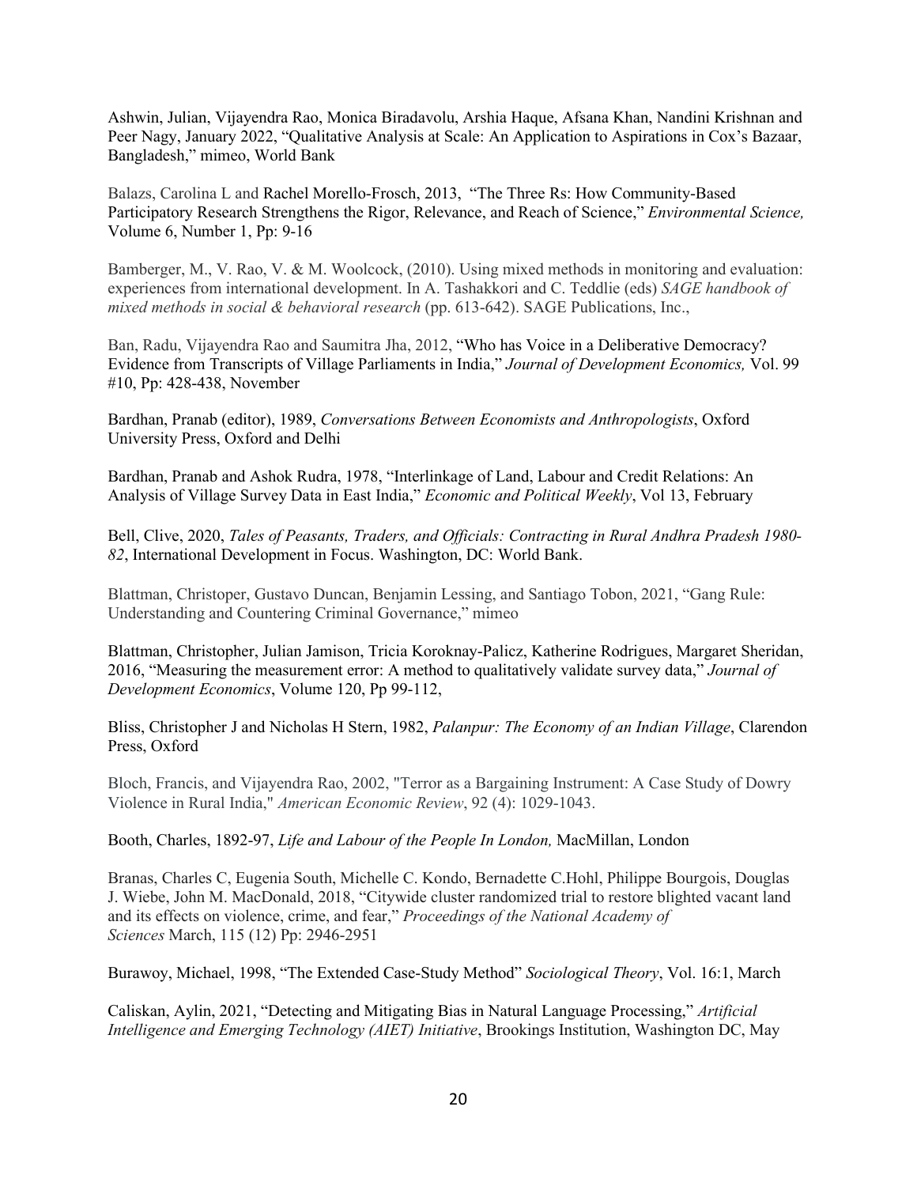Ashwin, Julian, Vijayendra Rao, Monica Biradavolu, Arshia Haque, Afsana Khan, Nandini Krishnan and Peer Nagy, January 2022, "Qualitative Analysis at Scale: An Application to Aspirations in Cox's Bazaar, Bangladesh," mimeo, World Bank

Balazs, Carolina L and Rachel Morello-Frosch, 2013, "The Three Rs: How Community-Based Participatory Research Strengthens the Rigor, Relevance, and Reach of Science," *Environmental Science,* Volume 6, Number 1, Pp: 9-16

Bamberger, M., V. Rao, V. & M. Woolcock, (2010). Using mixed methods in monitoring and evaluation: experiences from international development. In A. Tashakkori and C. Teddlie (eds) *SAGE handbook of mixed methods in social & behavioral research* (pp. 613-642). SAGE Publications, Inc.,

Ban, Radu, Vijayendra Rao and Saumitra Jha, 2012, "Who has Voice in a Deliberative Democracy? Evidence from Transcripts of Village Parliaments in India," *Journal of Development Economics,* Vol. 99 #10, Pp: 428-438, November

Bardhan, Pranab (editor), 1989, *Conversations Between Economists and Anthropologists*, Oxford University Press, Oxford and Delhi

Bardhan, Pranab and Ashok Rudra, 1978, "Interlinkage of Land, Labour and Credit Relations: An Analysis of Village Survey Data in East India," *Economic and Political Weekly*, Vol 13, February

Bell, Clive, 2020, *Tales of Peasants, Traders, and Officials: Contracting in Rural Andhra Pradesh 1980-82*, International Development in Focus. Washington, DC: World Bank.

Blattman, Christoper, Gustavo Duncan, Benjamin Lessing, and Santiago Tobon, 2021, "Gang Rule: Understanding and Countering Criminal Governance," mimeo

Blattman, Christopher, Julian Jamison, Tricia Koroknay-Palicz, Katherine Rodrigues, Margaret Sheridan, 2016, "Measuring the measurement error: A method to qualitatively validate survey data," *Journal of Development Economics*, Volume 120, Pp 99-112,

Bliss, Christopher J and Nicholas H Stern, 1982, *Palanpur: The Economy of an Indian Village*, Clarendon Press, Oxford

Bloch, Francis, and Vijayendra Rao, 2002, "Terror as a Bargaining Instrument: A Case Study of Dowry Violence in Rural India," *American Economic Review*, 92 (4): 1029-1043.

Booth, Charles, 1892-97, *Life and Labour of the People In London,* MacMillan, London

Branas, Charles C, Eugenia South, Michelle C. Kondo, Bernadette C.Hohl, Philippe Bourgois, Douglas J. Wiebe, John M. MacDonald, 2018, "Citywide cluster randomized trial to restore blighted vacant land and its effects on violence, crime, and fear," *Proceedings of the National Academy of Sciences* March, 115 (12) Pp: 2946-2951

Burawoy, Michael, 1998, "The Extended Case-Study Method" *Sociological Theory*, Vol. 16:1, March

Caliskan, Aylin, 2021, "Detecting and Mitigating Bias in Natural Language Processing," *Artificial Intelligence and Emerging Technology (AIET) Initiative*, Brookings Institution, Washington DC, May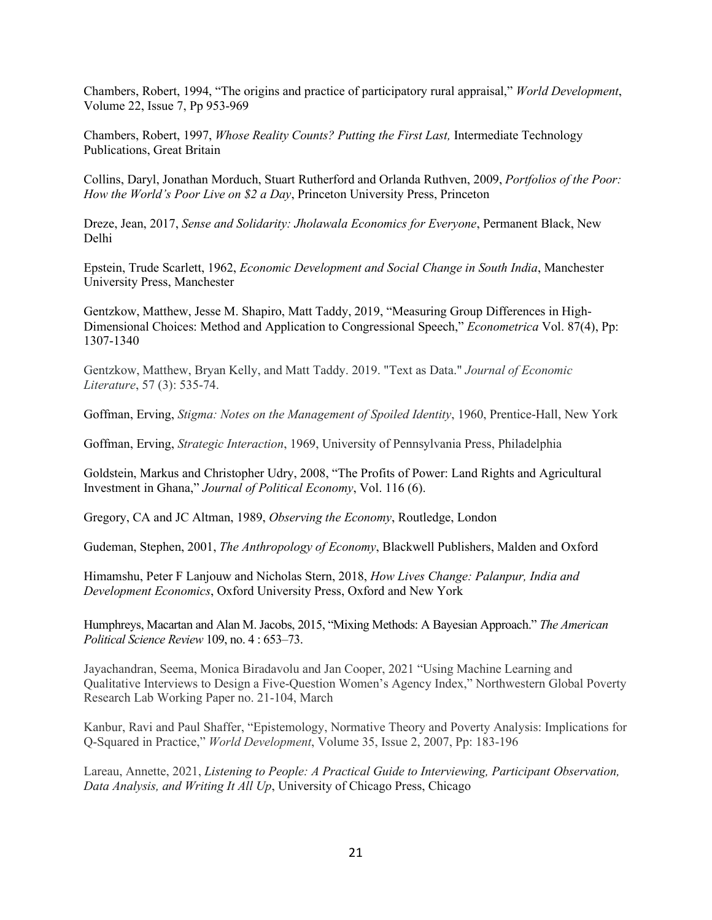Chambers, Robert, 1994, "The origins and practice of participatory rural appraisal," *World Development*, Volume 22, Issue 7, Pp 953-969

Chambers, Robert, 1997, *Whose Reality Counts? Putting the First Last,* Intermediate Technology Publications, Great Britain

Collins, Daryl, Jonathan Morduch, Stuart Rutherford and Orlanda Ruthven, 2009, *Portfolios of the Poor: How the World's Poor Live on $2 a Day*, Princeton University Press, Princeton

Dreze, Jean, 2017, *Sense and Solidarity: Jholawala Economics for Everyone*, Permanent Black, New Delhi

Epstein, Trude Scarlett, 1962, *Economic Development and Social Change in South India*, Manchester University Press, Manchester

Gentzkow, Matthew, Jesse M. Shapiro, Matt Taddy, 2019, "Measuring Group Differences in High-Dimensional Choices: Method and Application to Congressional Speech," *Econometrica* Vol. 87(4), Pp: 1307-1340

Gentzkow, Matthew, Bryan Kelly, and Matt Taddy. 2019. "Text as Data." *Journal of Economic Literature*, 57 (3): 535-74.

Goffman, Erving, *Stigma: Notes on the Management of Spoiled Identity*, 1960, Prentice-Hall, New York

Goffman, Erving, *Strategic Interaction*, 1969, University of Pennsylvania Press, Philadelphia

Goldstein, Markus and Christopher Udry, 2008, "The Profits of Power: Land Rights and Agricultural Investment in Ghana," *Journal of Political Economy*, Vol. 116 (6).

Gregory, CA and JC Altman, 1989, *Observing the Economy*, Routledge, London

Gudeman, Stephen, 2001, *The Anthropology of Economy*, Blackwell Publishers, Malden and Oxford

Himamshu, Peter F Lanjouw and Nicholas Stern, 2018, *How Lives Change: Palanpur, India and Development Economics*, Oxford University Press, Oxford and New York

Humphreys, Macartan and Alan M. Jacobs, 2015, "Mixing Methods: A Bayesian Approach." *The American Political Science Review* 109, no. 4 : 653–73.

Jayachandran, Seema, Monica Biradavolu and Jan Cooper, 2021 "Using Machine Learning and Qualitative Interviews to Design a Five-Question Women's Agency Index," Northwestern Global Poverty Research Lab Working Paper no. 21-104, March

Kanbur, Ravi and Paul Shaffer, "Epistemology, Normative Theory and Poverty Analysis: Implications for Q-Squared in Practice," *World Development*, Volume 35, Issue 2, 2007, Pp: 183-196

Lareau, Annette, 2021, *Listening to People: A Practical Guide to Interviewing, Participant Observation, Data Analysis, and Writing It All Up*, University of Chicago Press, Chicago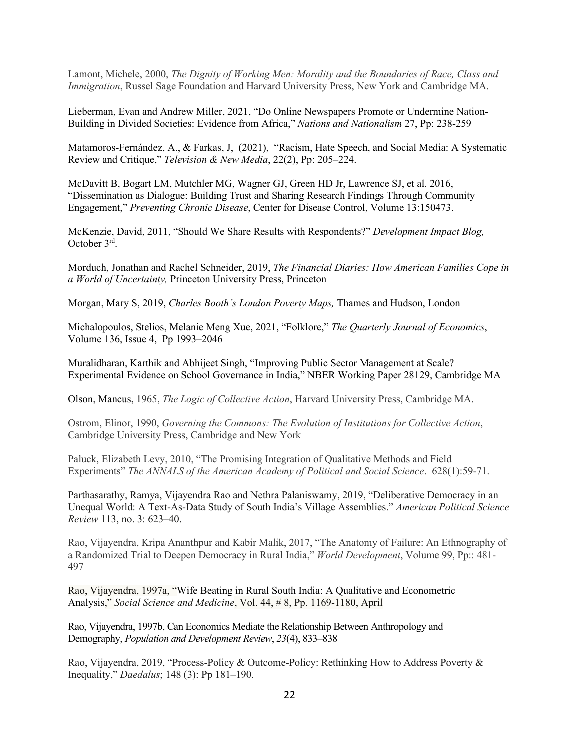Lamont, Michele, 2000, *The Dignity of Working Men: Morality and the Boundaries of Race, Class and Immigration*, Russel Sage Foundation and Harvard University Press, New York and Cambridge MA.

Lieberman, Evan and Andrew Miller, 2021, "Do Online Newspapers Promote or Undermine Nation-Building in Divided Societies: Evidence from Africa," *Nations and Nationalism* 27, Pp: 238-259

Matamoros-Fernández, A., & Farkas, J, (2021), "Racism, Hate Speech, and Social Media: A Systematic Review and Critique," *Television & New Media*, 22(2), Pp: 205–224.

McDavitt B, Bogart LM, Mutchler MG, Wagner GJ, Green HD Jr, Lawrence SJ, et al. 2016, "Dissemination as Dialogue: Building Trust and Sharing Research Findings Through Community Engagement," *Preventing Chronic Disease*, Center for Disease Control, Volume 13:150473.

McKenzie, David, 2011, "Should We Share Results with Respondents?" *Development Impact Blog,* October 3rd.

Morduch, Jonathan and Rachel Schneider, 2019, *The Financial Diaries: How American Families Cope in a World of Uncertainty,* Princeton University Press, Princeton

Morgan, Mary S, 2019, *Charles Booth's London Poverty Maps,* Thames and Hudson, London

Michalopoulos, Stelios, Melanie Meng Xue, 2021, "Folklore," *The Quarterly Journal of Economics*, Volume 136, Issue 4, Pp 1993–2046

Muralidharan, Karthik and Abhijeet Singh, "Improving Public Sector Management at Scale? Experimental Evidence on School Governance in India," NBER Working Paper 28129, Cambridge MA

Olson, Mancus, 1965, *The Logic of Collective Action*, Harvard University Press, Cambridge MA.

Ostrom, Elinor, 1990, *Governing the Commons: The Evolution of Institutions for Collective Action*, Cambridge University Press, Cambridge and New York

Paluck, Elizabeth Levy, 2010, "The Promising Integration of Qualitative Methods and Field Experiments" *The ANNALS of the American Academy of Political and Social Science*. 628(1):59-71.

Parthasarathy, Ramya, Vijayendra Rao and Nethra Palaniswamy, 2019, "Deliberative Democracy in an Unequal World: A Text-As-Data Study of South India's Village Assemblies." *American Political Science Review* 113, no. 3: 623–40.

Rao, Vijayendra, Kripa Ananthpur and Kabir Malik, 2017, "The Anatomy of Failure: An Ethnography of a Randomized Trial to Deepen Democracy in Rural India," *World Development*, Volume 99, Pp:: 481-497

Rao, Vijayendra, 1997a, "Wife Beating in Rural South India: A Qualitative and Econometric Analysis," *Social Science and Medicine*, Vol. 44, # 8, Pp. 1169-1180, April

Rao, Vijayendra, 1997b, Can Economics Mediate the Relationship Between Anthropology and Demography, *Population and Development Review*, *23*(4), 833–838

Rao, Vijayendra, 2019, "Process-Policy & Outcome-Policy: Rethinking How to Address Poverty & Inequality," *Daedalus*; 148 (3): Pp 181–190.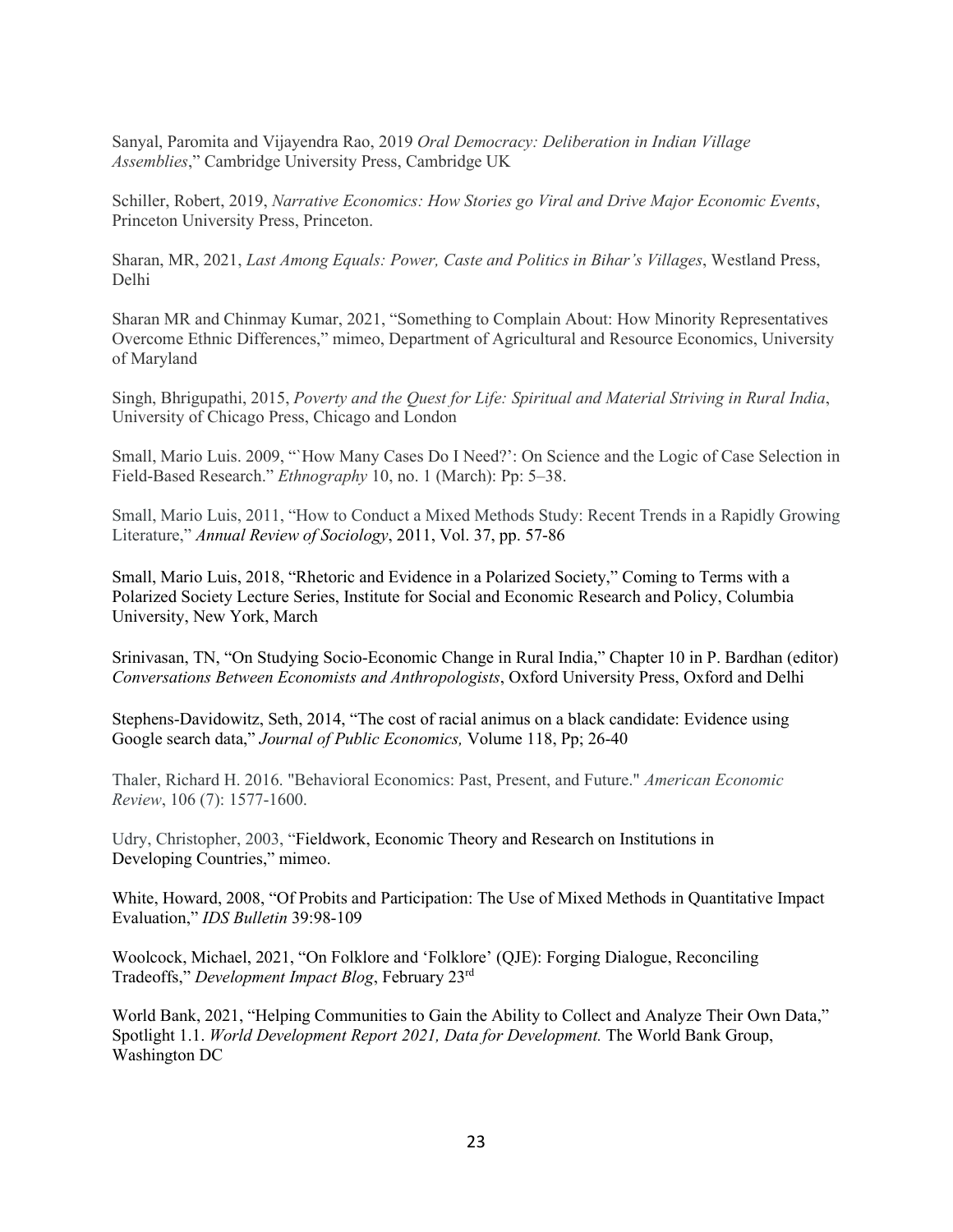Sanyal, Paromita and Vijayendra Rao, 2019 *Oral Democracy: Deliberation in Indian Village Assemblies*," Cambridge University Press, Cambridge UK

Schiller, Robert, 2019, *Narrative Economics: How Stories go Viral and Drive Major Economic Events*, Princeton University Press, Princeton.

Sharan, MR, 2021, *Last Among Equals: Power, Caste and Politics in Bihar's Villages*, Westland Press, Delhi

Sharan MR and Chinmay Kumar, 2021, "Something to Complain About: How Minority Representatives Overcome Ethnic Differences," mimeo, Department of Agricultural and Resource Economics, University of Maryland

Singh, Bhrigupathi, 2015, *Poverty and the Quest for Life: Spiritual and Material Striving in Rural India*, University of Chicago Press, Chicago and London

Small, Mario Luis. 2009, "`How Many Cases Do I Need?': On Science and the Logic of Case Selection in Field-Based Research." *Ethnography* 10, no. 1 (March): Pp: 5–38.

Small, Mario Luis, 2011, "How to Conduct a Mixed Methods Study: Recent Trends in a Rapidly Growing Literature," *Annual Review of Sociology*, 2011, Vol. 37, pp. 57-86

Small, Mario Luis, 2018, "Rhetoric and Evidence in a Polarized Society," Coming to Terms with a Polarized Society Lecture Series, Institute for Social and Economic Research and Policy, Columbia University, New York, March

Srinivasan, TN, "On Studying Socio-Economic Change in Rural India," Chapter 10 in P. Bardhan (editor) *Conversations Between Economists and Anthropologists*, Oxford University Press, Oxford and Delhi

Stephens-Davidowitz, Seth, 2014, "The cost of racial animus on a black candidate: Evidence using Google search data," *Journal of Public Economics,* Volume 118, Pp; 26-40

Thaler, Richard H. 2016. "Behavioral Economics: Past, Present, and Future." *American Economic Review*, 106 (7): 1577-1600.

Udry, Christopher, 2003, "Fieldwork, Economic Theory and Research on Institutions in Developing Countries," mimeo.

White, Howard, 2008, "Of Probits and Participation: The Use of Mixed Methods in Quantitative Impact Evaluation," *IDS Bulletin* 39:98-109

Woolcock, Michael, 2021, "On Folklore and 'Folklore' (QJE): Forging Dialogue, Reconciling Tradeoffs," *Development Impact Blog*, February 23rd

World Bank, 2021, "Helping Communities to Gain the Ability to Collect and Analyze Their Own Data," Spotlight 1.1. *World Development Report 2021, Data for Development.* The World Bank Group, Washington DC